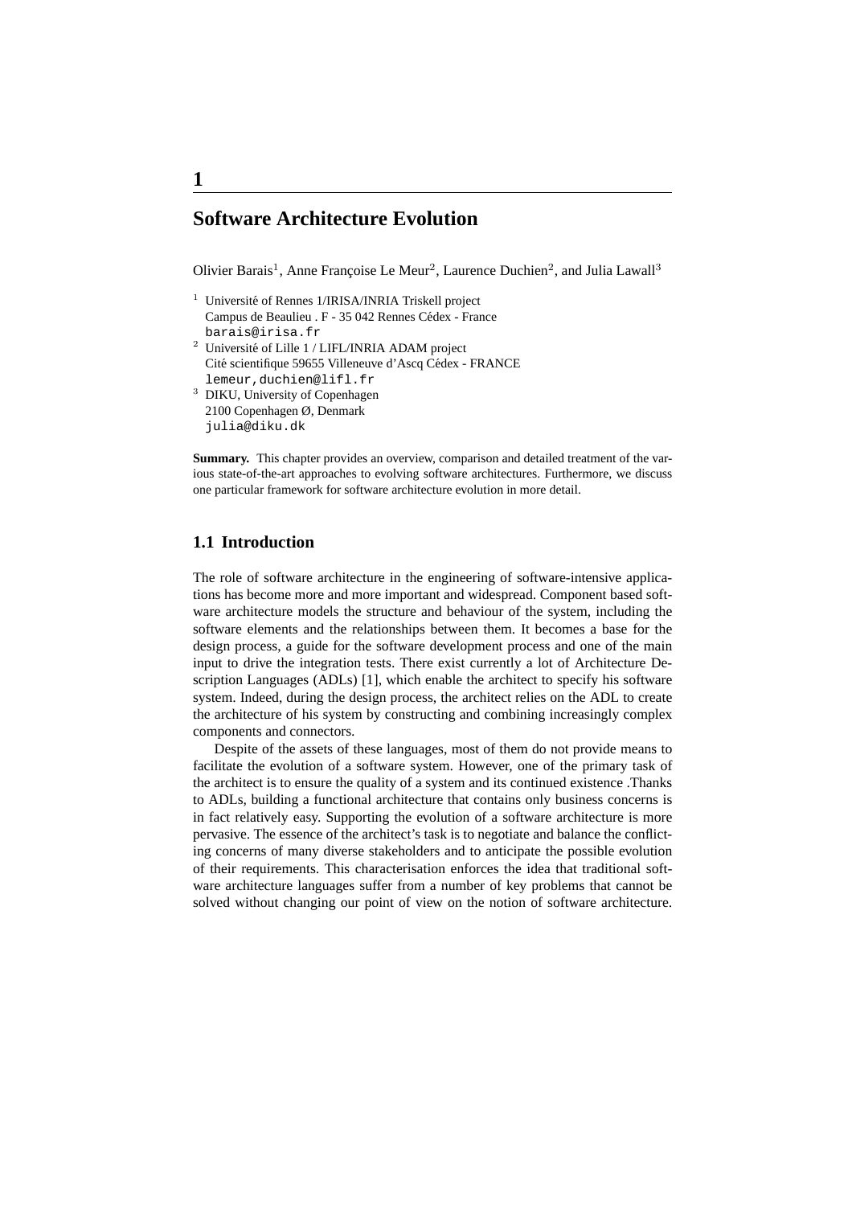# 1

# Software Architecture Evolution

Olivier Barais[1], Anne Françoise Le Meur[2], Laurence Duchien[2], and Julia Lawall[3]

[1] Université of Rennes 1/IRISA/INRIA Triskell project
Campus de Beaulieu . F - 35 042 Rennes Cédex - France
barais@irisa.fr

[2] Université of Lille 1 / LIFL/INRIA ADAM project
Cité scientifique 59655 Villeneuve d'Ascq Cédex - FRANCE
lemeur,duchien@lifl.fr

[3] DIKU, University of Copenhagen
2100 Copenhagen Ø, Denmark
julia@diku.dk

**Summary.** This chapter provides an overview, comparison and detailed treatment of the various state-of-the-art approaches to evolving software architectures. Furthermore, we discuss one particular framework for software architecture evolution in more detail.

## 1.1 Introduction

The role of software architecture in the engineering of software-intensive applications has become more and more important and widespread. Component based software architecture models the structure and behaviour of the system, including the software elements and the relationships between them. It becomes a base for the design process, a guide for the software development process and one of the main input to drive the integration tests. There exist currently a lot of Architecture Description Languages (ADLs) [1], which enable the architect to specify his software system. Indeed, during the design process, the architect relies on the ADL to create the architecture of his system by constructing and combining increasingly complex components and connectors.

Despite of the assets of these languages, most of them do not provide means to facilitate the evolution of a software system. However, one of the primary task of the architect is to ensure the quality of a system and its continued existence .Thanks to ADLs, building a functional architecture that contains only business concerns is in fact relatively easy. Supporting the evolution of a software architecture is more pervasive. The essence of the architect's task is to negotiate and balance the conflicting concerns of many diverse stakeholders and to anticipate the possible evolution of their requirements. This characterisation enforces the idea that traditional software architecture languages suffer from a number of key problems that cannot be solved without changing our point of view on the notion of software architecture.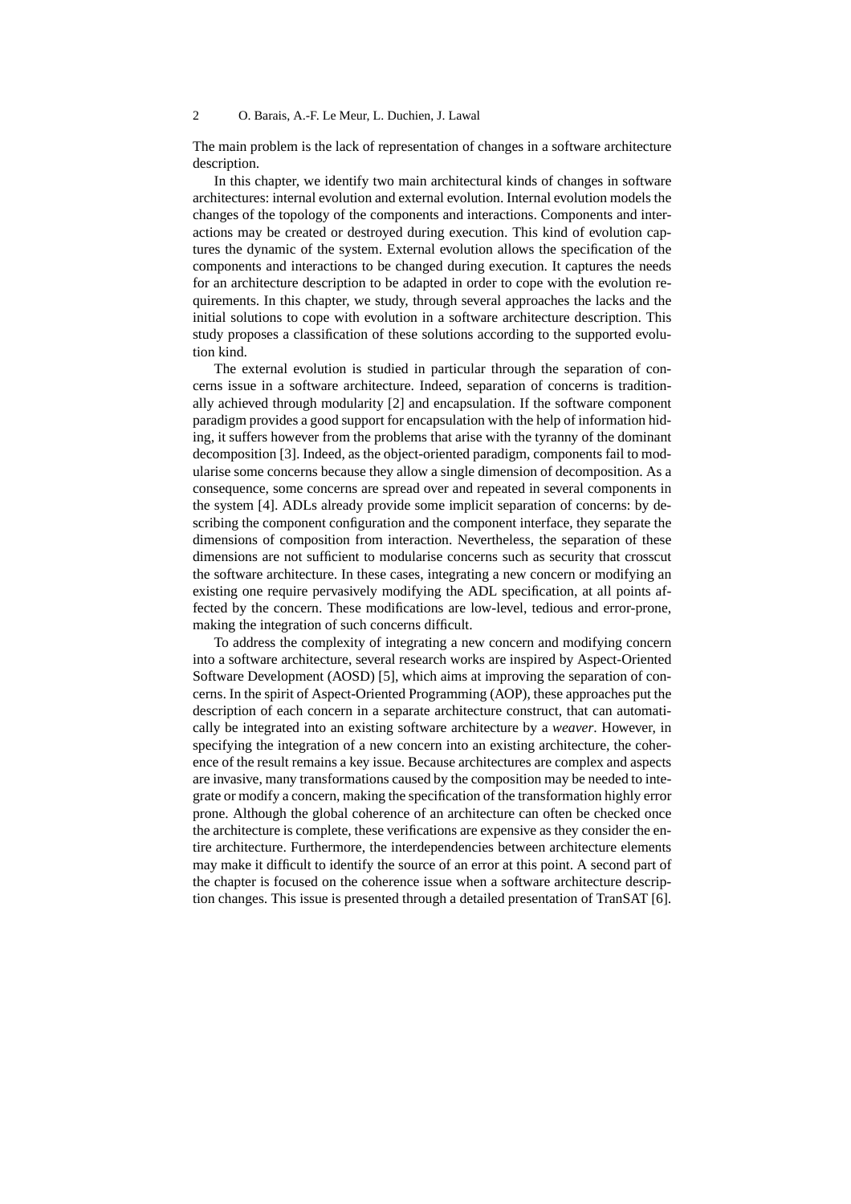The main problem is the lack of representation of changes in a software architecture description.

In this chapter, we identify two main architectural kinds of changes in software architectures: internal evolution and external evolution. Internal evolution models the changes of the topology of the components and interactions. Components and interactions may be created or destroyed during execution. This kind of evolution captures the dynamic of the system. External evolution allows the specification of the components and interactions to be changed during execution. It captures the needs for an architecture description to be adapted in order to cope with the evolution requirements. In this chapter, we study, through several approaches the lacks and the initial solutions to cope with evolution in a software architecture description. This study proposes a classification of these solutions according to the supported evolution kind.

The external evolution is studied in particular through the separation of concerns issue in a software architecture. Indeed, separation of concerns is traditionally achieved through modularity [2] and encapsulation. If the software component paradigm provides a good support for encapsulation with the help of information hiding, it suffers however from the problems that arise with the tyranny of the dominant decomposition [3]. Indeed, as the object-oriented paradigm, components fail to modularise some concerns because they allow a single dimension of decomposition. As a consequence, some concerns are spread over and repeated in several components in the system [4]. ADLs already provide some implicit separation of concerns: by describing the component configuration and the component interface, they separate the dimensions of composition from interaction. Nevertheless, the separation of these dimensions are not sufficient to modularise concerns such as security that crosscut the software architecture. In these cases, integrating a new concern or modifying an existing one require pervasively modifying the ADL specification, at all points affected by the concern. These modifications are low-level, tedious and error-prone, making the integration of such concerns difficult.

To address the complexity of integrating a new concern and modifying concern into a software architecture, several research works are inspired by Aspect-Oriented Software Development (AOSD) [5], which aims at improving the separation of concerns. In the spirit of Aspect-Oriented Programming (AOP), these approaches put the description of each concern in a separate architecture construct, that can automatically be integrated into an existing software architecture by a *weaver*. However, in specifying the integration of a new concern into an existing architecture, the coherence of the result remains a key issue. Because architectures are complex and aspects are invasive, many transformations caused by the composition may be needed to integrate or modify a concern, making the specification of the transformation highly error prone. Although the global coherence of an architecture can often be checked once the architecture is complete, these verifications are expensive as they consider the entire architecture. Furthermore, the interdependencies between architecture elements may make it difficult to identify the source of an error at this point. A second part of the chapter is focused on the coherence issue when a software architecture description changes. This issue is presented through a detailed presentation of TranSAT [6].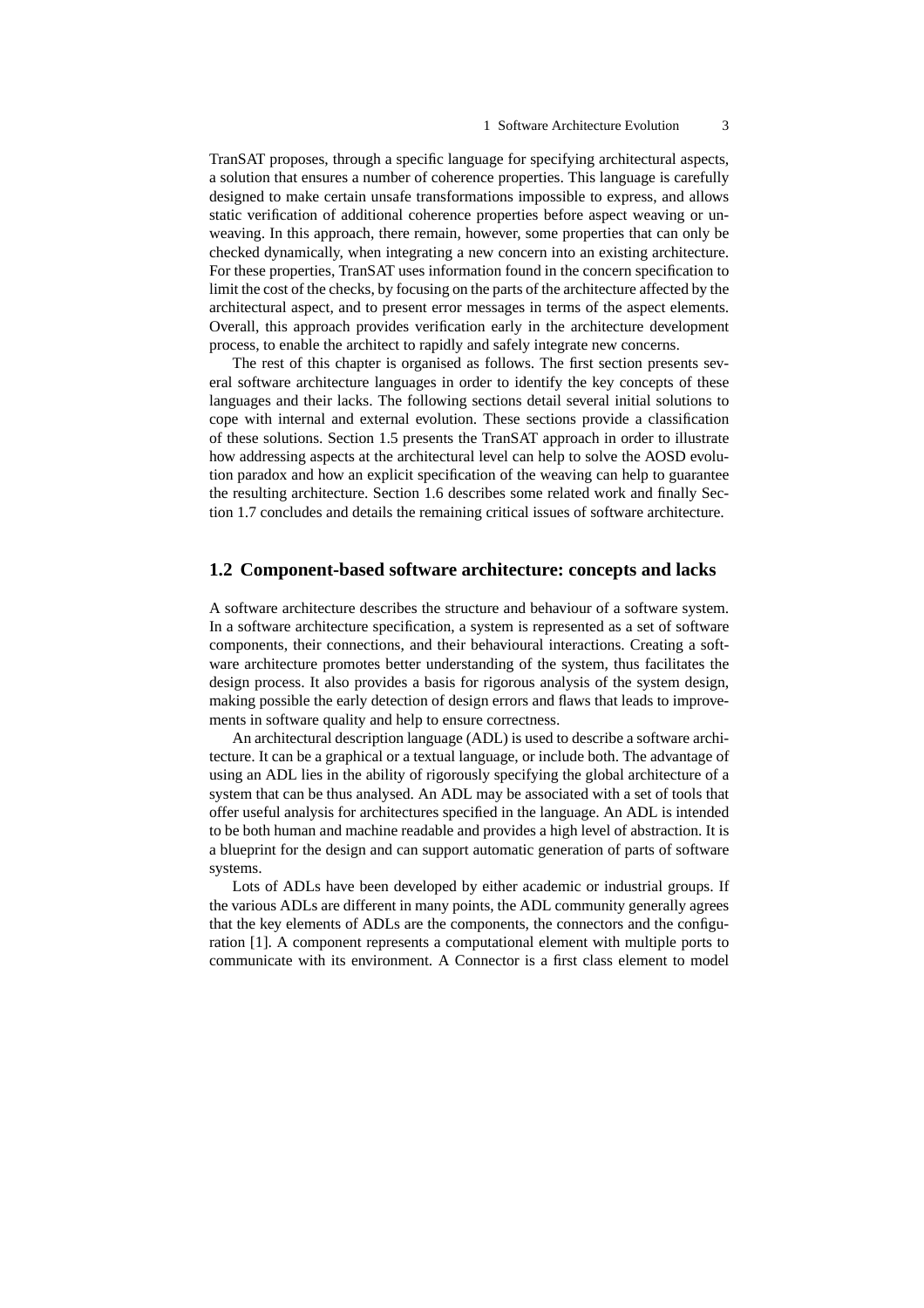TranSAT proposes, through a specific language for specifying architectural aspects, a solution that ensures a number of coherence properties. This language is carefully designed to make certain unsafe transformations impossible to express, and allows static verification of additional coherence properties before aspect weaving or unweaving. In this approach, there remain, however, some properties that can only be checked dynamically, when integrating a new concern into an existing architecture. For these properties, TranSAT uses information found in the concern specification to limit the cost of the checks, by focusing on the parts of the architecture affected by the architectural aspect, and to present error messages in terms of the aspect elements. Overall, this approach provides verification early in the architecture development process, to enable the architect to rapidly and safely integrate new concerns.

The rest of this chapter is organised as follows. The first section presents several software architecture languages in order to identify the key concepts of these languages and their lacks. The following sections detail several initial solutions to cope with internal and external evolution. These sections provide a classification of these solutions. Section 1.5 presents the TranSAT approach in order to illustrate how addressing aspects at the architectural level can help to solve the AOSD evolution paradox and how an explicit specification of the weaving can help to guarantee the resulting architecture. Section 1.6 describes some related work and finally Section 1.7 concludes and details the remaining critical issues of software architecture.

## 1.2 Component-based software architecture: concepts and lacks

A software architecture describes the structure and behaviour of a software system. In a software architecture specification, a system is represented as a set of software components, their connections, and their behavioural interactions. Creating a software architecture promotes better understanding of the system, thus facilitates the design process. It also provides a basis for rigorous analysis of the system design, making possible the early detection of design errors and flaws that leads to improvements in software quality and help to ensure correctness.

An architectural description language (ADL) is used to describe a software architecture. It can be a graphical or a textual language, or include both. The advantage of using an ADL lies in the ability of rigorously specifying the global architecture of a system that can be thus analysed. An ADL may be associated with a set of tools that offer useful analysis for architectures specified in the language. An ADL is intended to be both human and machine readable and provides a high level of abstraction. It is a blueprint for the design and can support automatic generation of parts of software systems.

Lots of ADLs have been developed by either academic or industrial groups. If the various ADLs are different in many points, the ADL community generally agrees that the key elements of ADLs are the components, the connectors and the configuration [1]. A component represents a computational element with multiple ports to communicate with its environment. A Connector is a first class element to model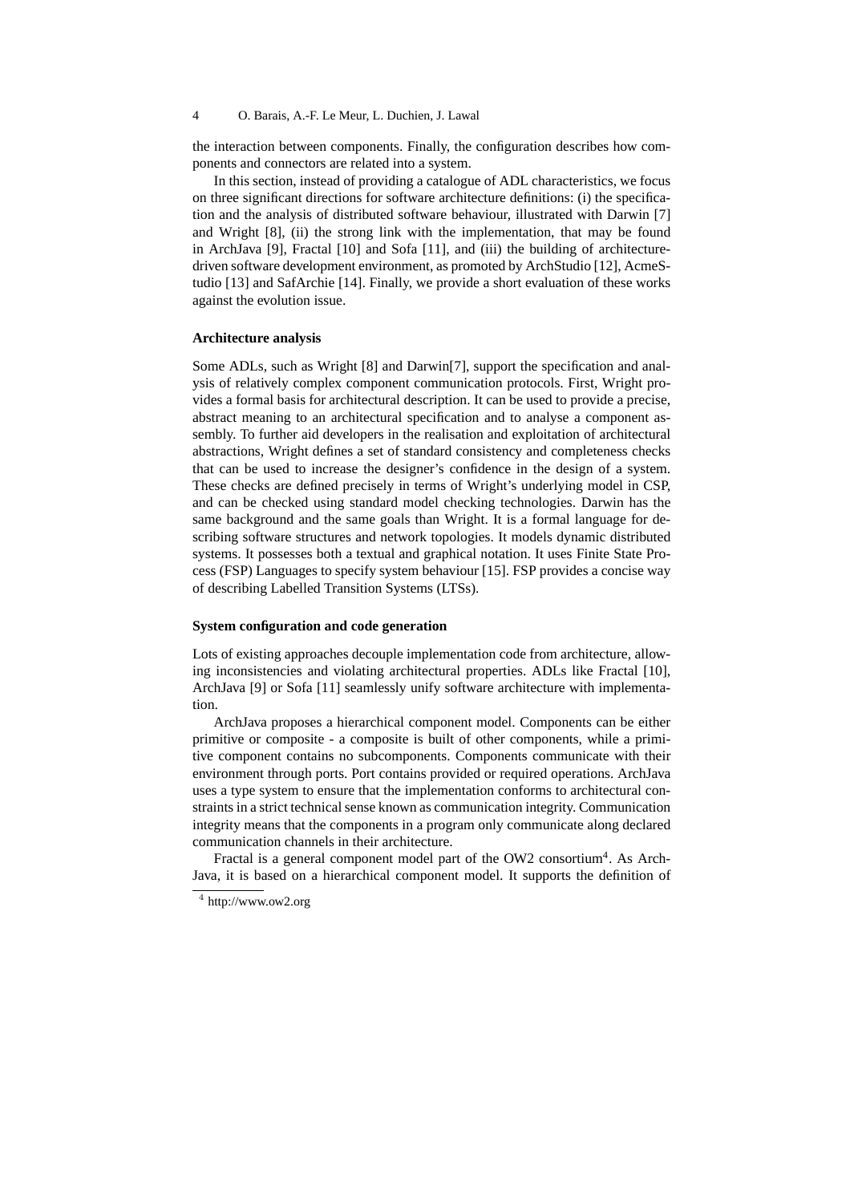the interaction between components. Finally, the configuration describes how components and connectors are related into a system.

In this section, instead of providing a catalogue of ADL characteristics, we focus on three significant directions for software architecture definitions: (i) the specification and the analysis of distributed software behaviour, illustrated with Darwin [7] and Wright [8], (ii) the strong link with the implementation, that may be found in ArchJava [9], Fractal [10] and Sofa [11], and (iii) the building of architecture-driven software development environment, as promoted by ArchStudio [12], AcmeStudio [13] and SafArchie [14]. Finally, we provide a short evaluation of these works against the evolution issue.

#### Architecture analysis

Some ADLs, such as Wright [8] and Darwin[7], support the specification and analysis of relatively complex component communication protocols. First, Wright provides a formal basis for architectural description. It can be used to provide a precise, abstract meaning to an architectural specification and to analyse a component assembly. To further aid developers in the realisation and exploitation of architectural abstractions, Wright defines a set of standard consistency and completeness checks that can be used to increase the designer's confidence in the design of a system. These checks are defined precisely in terms of Wright's underlying model in CSP, and can be checked using standard model checking technologies. Darwin has the same background and the same goals than Wright. It is a formal language for describing software structures and network topologies. It models dynamic distributed systems. It possesses both a textual and graphical notation. It uses Finite State Process (FSP) Languages to specify system behaviour [15]. FSP provides a concise way of describing Labelled Transition Systems (LTSs).

#### System configuration and code generation

Lots of existing approaches decouple implementation code from architecture, allowing inconsistencies and violating architectural properties. ADLs like Fractal [10], ArchJava [9] or Sofa [11] seamlessly unify software architecture with implementation.

ArchJava proposes a hierarchical component model. Components can be either primitive or composite - a composite is built of other components, while a primitive component contains no subcomponents. Components communicate with their environment through ports. Port contains provided or required operations. ArchJava uses a type system to ensure that the implementation conforms to architectural constraints in a strict technical sense known as communication integrity. Communication integrity means that the components in a program only communicate along declared communication channels in their architecture.

Fractal is a general component model part of the OW2 consortium[4]. As ArchJava, it is based on a hierarchical component model. It supports the definition of

[4] http://www.ow2.org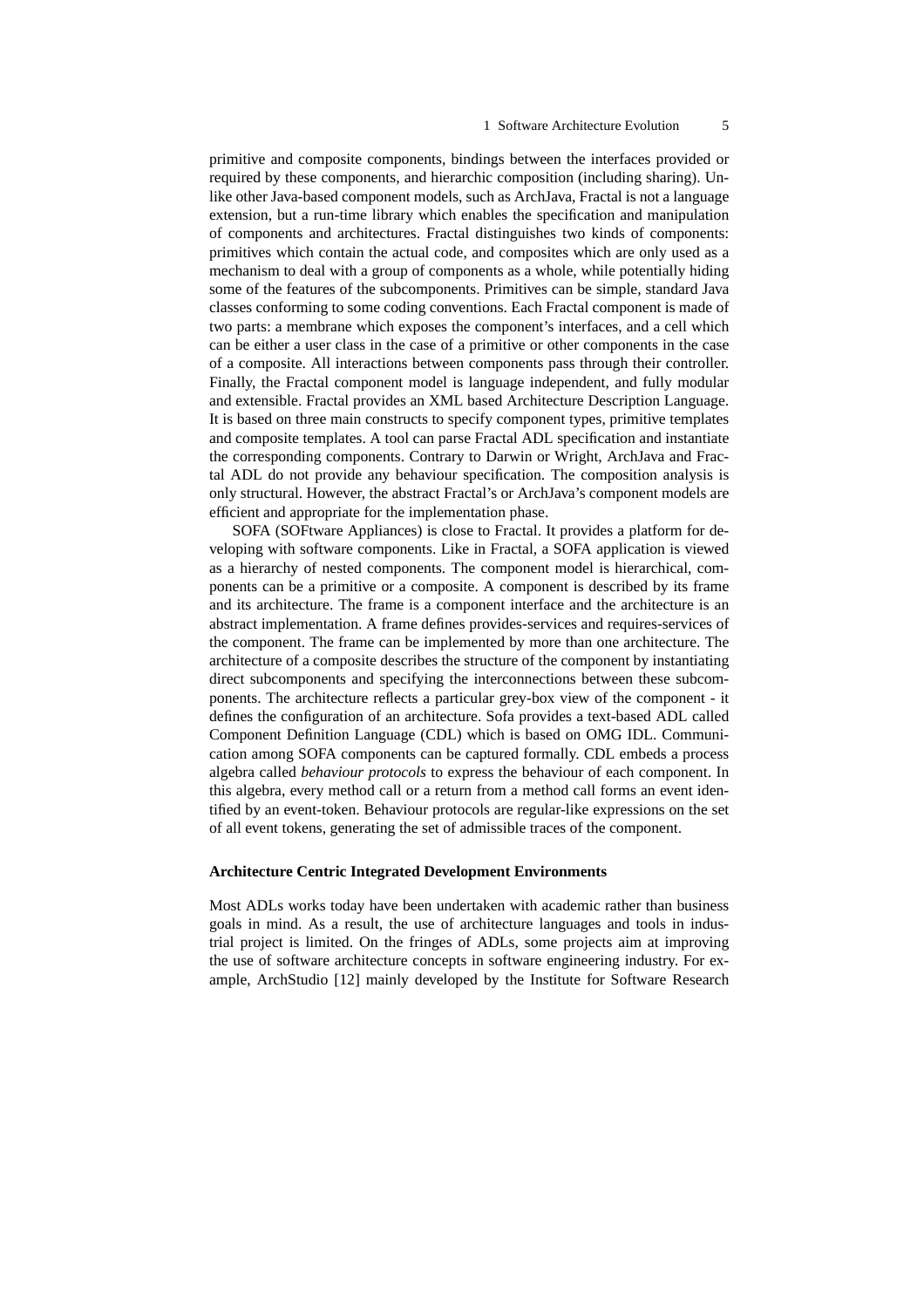primitive and composite components, bindings between the interfaces provided or required by these components, and hierarchic composition (including sharing). Unlike other Java-based component models, such as ArchJava, Fractal is not a language extension, but a run-time library which enables the specification and manipulation of components and architectures. Fractal distinguishes two kinds of components: primitives which contain the actual code, and composites which are only used as a mechanism to deal with a group of components as a whole, while potentially hiding some of the features of the subcomponents. Primitives can be simple, standard Java classes conforming to some coding conventions. Each Fractal component is made of two parts: a membrane which exposes the component's interfaces, and a cell which can be either a user class in the case of a primitive or other components in the case of a composite. All interactions between components pass through their controller. Finally, the Fractal component model is language independent, and fully modular and extensible. Fractal provides an XML based Architecture Description Language. It is based on three main constructs to specify component types, primitive templates and composite templates. A tool can parse Fractal ADL specification and instantiate the corresponding components. Contrary to Darwin or Wright, ArchJava and Fractal ADL do not provide any behaviour specification. The composition analysis is only structural. However, the abstract Fractal's or ArchJava's component models are efficient and appropriate for the implementation phase.

SOFA (SOFtware Appliances) is close to Fractal. It provides a platform for developing with software components. Like in Fractal, a SOFA application is viewed as a hierarchy of nested components. The component model is hierarchical, components can be a primitive or a composite. A component is described by its frame and its architecture. The frame is a component interface and the architecture is an abstract implementation. A frame defines provides-services and requires-services of the component. The frame can be implemented by more than one architecture. The architecture of a composite describes the structure of the component by instantiating direct subcomponents and specifying the interconnections between these subcomponents. The architecture reflects a particular grey-box view of the component - it defines the configuration of an architecture. Sofa provides a text-based ADL called Component Definition Language (CDL) which is based on OMG IDL. Communication among SOFA components can be captured formally. CDL embeds a process algebra called *behaviour protocols* to express the behaviour of each component. In this algebra, every method call or a return from a method call forms an event identified by an event-token. Behaviour protocols are regular-like expressions on the set of all event tokens, generating the set of admissible traces of the component.

#### Architecture Centric Integrated Development Environments

Most ADLs works today have been undertaken with academic rather than business goals in mind. As a result, the use of architecture languages and tools in industrial project is limited. On the fringes of ADLs, some projects aim at improving the use of software architecture concepts in software engineering industry. For example, ArchStudio [12] mainly developed by the Institute for Software Research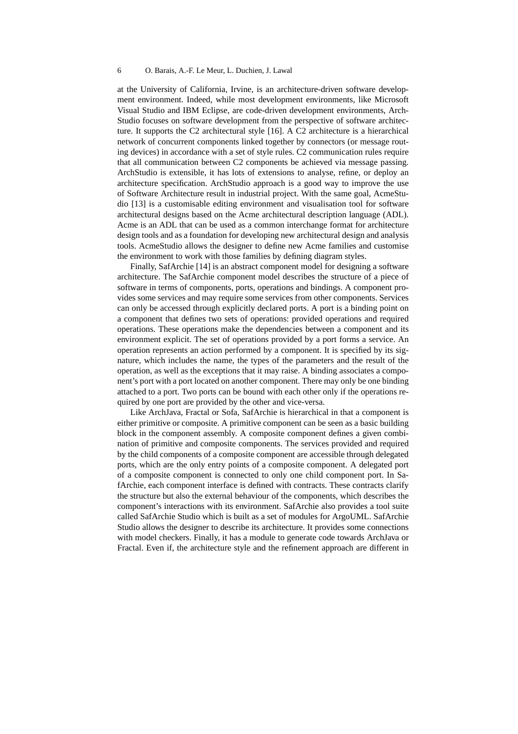at the University of California, Irvine, is an architecture-driven software development environment. Indeed, while most development environments, like Microsoft Visual Studio and IBM Eclipse, are code-driven development environments, ArchStudio focuses on software development from the perspective of software architecture. It supports the C2 architectural style [16]. A C2 architecture is a hierarchical network of concurrent components linked together by connectors (or message routing devices) in accordance with a set of style rules. C2 communication rules require that all communication between C2 components be achieved via message passing. ArchStudio is extensible, it has lots of extensions to analyse, refine, or deploy an architecture specification. ArchStudio approach is a good way to improve the use of Software Architecture result in industrial project. With the same goal, AcmeStudio [13] is a customisable editing environment and visualisation tool for software architectural designs based on the Acme architectural description language (ADL). Acme is an ADL that can be used as a common interchange format for architecture design tools and as a foundation for developing new architectural design and analysis tools. AcmeStudio allows the designer to define new Acme families and customise the environment to work with those families by defining diagram styles.

Finally, SafArchie [14] is an abstract component model for designing a software architecture. The SafArchie component model describes the structure of a piece of software in terms of components, ports, operations and bindings. A component provides some services and may require some services from other components. Services can only be accessed through explicitly declared ports. A port is a binding point on a component that defines two sets of operations: provided operations and required operations. These operations make the dependencies between a component and its environment explicit. The set of operations provided by a port forms a service. An operation represents an action performed by a component. It is specified by its signature, which includes the name, the types of the parameters and the result of the operation, as well as the exceptions that it may raise. A binding associates a component's port with a port located on another component. There may only be one binding attached to a port. Two ports can be bound with each other only if the operations required by one port are provided by the other and vice-versa.

Like ArchJava, Fractal or Sofa, SafArchie is hierarchical in that a component is either primitive or composite. A primitive component can be seen as a basic building block in the component assembly. A composite component defines a given combination of primitive and composite components. The services provided and required by the child components of a composite component are accessible through delegated ports, which are the only entry points of a composite component. A delegated port of a composite component is connected to only one child component port. In SafArchie, each component interface is defined with contracts. These contracts clarify the structure but also the external behaviour of the components, which describes the component's interactions with its environment. SafArchie also provides a tool suite called SafArchie Studio which is built as a set of modules for ArgoUML. SafArchie Studio allows the designer to describe its architecture. It provides some connections with model checkers. Finally, it has a module to generate code towards ArchJava or Fractal. Even if, the architecture style and the refinement approach are different in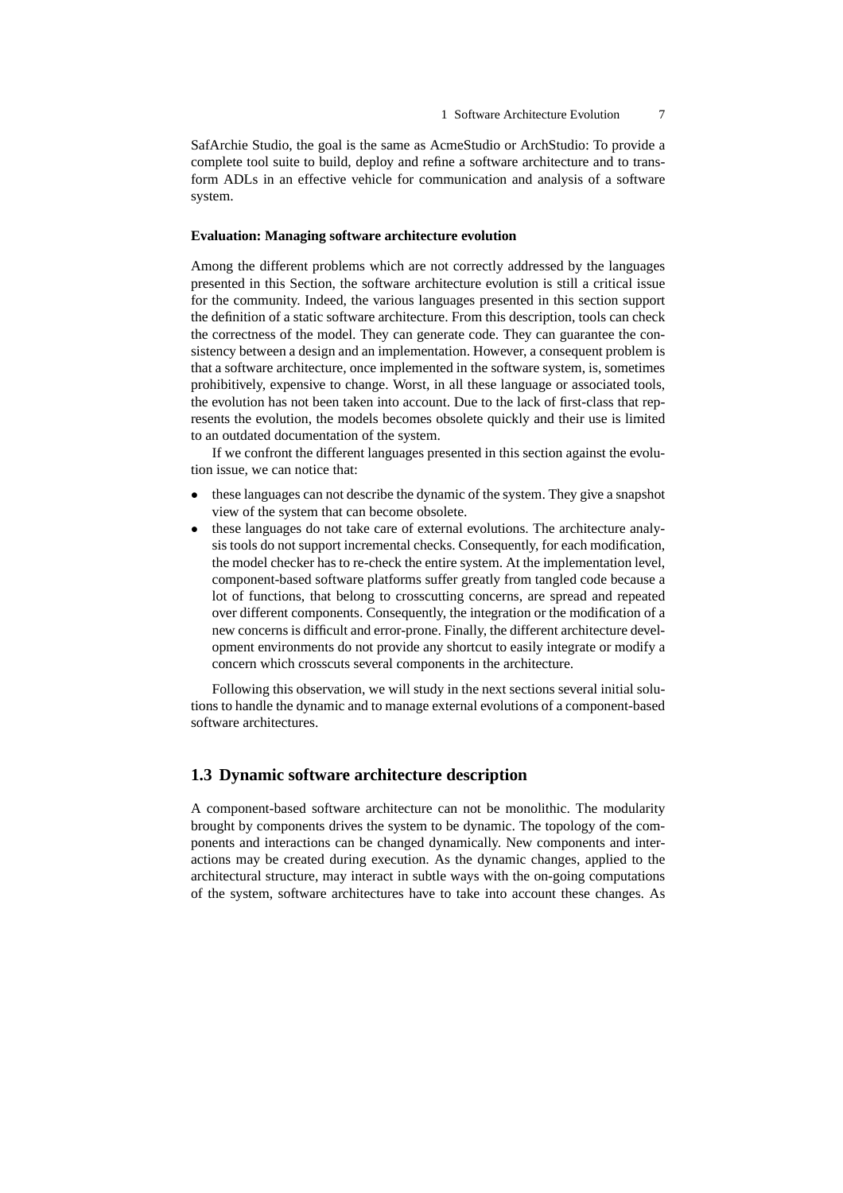SafArchie Studio, the goal is the same as AcmeStudio or ArchStudio: To provide a complete tool suite to build, deploy and refine a software architecture and to transform ADLs in an effective vehicle for communication and analysis of a software system.

**Evaluation: Managing software architecture evolution**

Among the different problems which are not correctly addressed by the languages presented in this Section, the software architecture evolution is still a critical issue for the community. Indeed, the various languages presented in this section support the definition of a static software architecture. From this description, tools can check the correctness of the model. They can generate code. They can guarantee the consistency between a design and an implementation. However, a consequent problem is that a software architecture, once implemented in the software system, is, sometimes prohibitively, expensive to change. Worst, in all these language or associated tools, the evolution has not been taken into account. Due to the lack of first-class that represents the evolution, the models becomes obsolete quickly and their use is limited to an outdated documentation of the system.

If we confront the different languages presented in this section against the evolution issue, we can notice that:

- these languages can not describe the dynamic of the system. They give a snapshot view of the system that can become obsolete.
- these languages do not take care of external evolutions. The architecture analysis tools do not support incremental checks. Consequently, for each modification, the model checker has to re-check the entire system. At the implementation level, component-based software platforms suffer greatly from tangled code because a lot of functions, that belong to crosscutting concerns, are spread and repeated over different components. Consequently, the integration or the modification of a new concerns is difficult and error-prone. Finally, the different architecture development environments do not provide any shortcut to easily integrate or modify a concern which crosscuts several components in the architecture.

Following this observation, we will study in the next sections several initial solutions to handle the dynamic and to manage external evolutions of a component-based software architectures.

## 1.3 Dynamic software architecture description

A component-based software architecture can not be monolithic. The modularity brought by components drives the system to be dynamic. The topology of the components and interactions can be changed dynamically. New components and interactions may be created during execution. As the dynamic changes, applied to the architectural structure, may interact in subtle ways with the on-going computations of the system, software architectures have to take into account these changes. As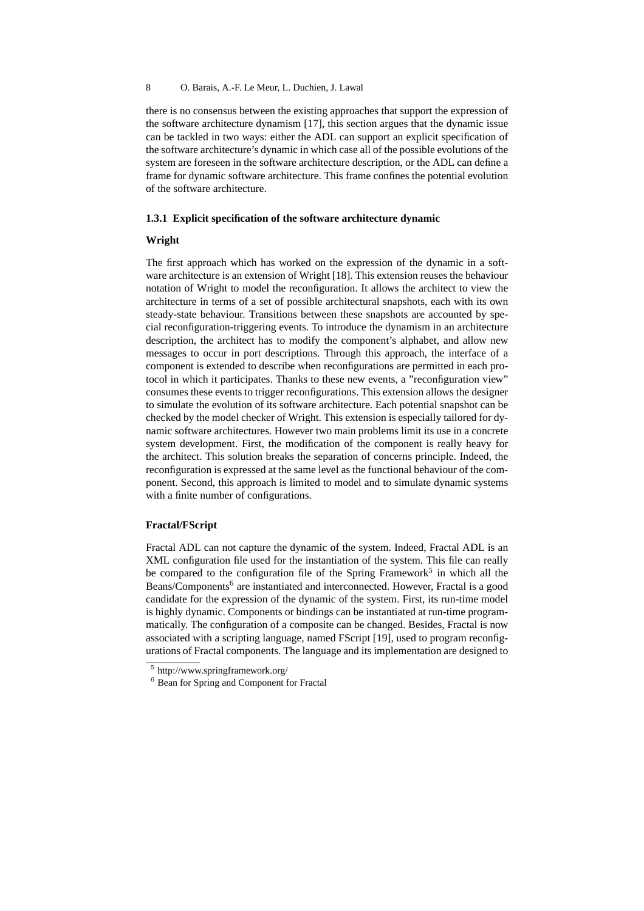there is no consensus between the existing approaches that support the expression of the software architecture dynamism [17], this section argues that the dynamic issue can be tackled in two ways: either the ADL can support an explicit specification of the software architecture's dynamic in which case all of the possible evolutions of the system are foreseen in the software architecture description, or the ADL can define a frame for dynamic software architecture. This frame confines the potential evolution of the software architecture.

### 1.3.1 Explicit specification of the software architecture dynamic

#### Wright

The first approach which has worked on the expression of the dynamic in a software architecture is an extension of Wright [18]. This extension reuses the behaviour notation of Wright to model the reconfiguration. It allows the architect to view the architecture in terms of a set of possible architectural snapshots, each with its own steady-state behaviour. Transitions between these snapshots are accounted by special reconfiguration-triggering events. To introduce the dynamism in an architecture description, the architect has to modify the component's alphabet, and allow new messages to occur in port descriptions. Through this approach, the interface of a component is extended to describe when reconfigurations are permitted in each protocol in which it participates. Thanks to these new events, a "reconfiguration view" consumes these events to trigger reconfigurations. This extension allows the designer to simulate the evolution of its software architecture. Each potential snapshot can be checked by the model checker of Wright. This extension is especially tailored for dynamic software architectures. However two main problems limit its use in a concrete system development. First, the modification of the component is really heavy for the architect. This solution breaks the separation of concerns principle. Indeed, the reconfiguration is expressed at the same level as the functional behaviour of the component. Second, this approach is limited to model and to simulate dynamic systems with a finite number of configurations.

#### Fractal/FScript

Fractal ADL can not capture the dynamic of the system. Indeed, Fractal ADL is an XML configuration file used for the instantiation of the system. This file can really be compared to the configuration file of the Spring Framework[5] in which all the Beans/Components[6] are instantiated and interconnected. However, Fractal is a good candidate for the expression of the dynamic of the system. First, its run-time model is highly dynamic. Components or bindings can be instantiated at run-time programmatically. The configuration of a composite can be changed. Besides, Fractal is now associated with a scripting language, named FScript [19], used to program reconfigurations of Fractal components. The language and its implementation are designed to

[5] http://www.springframework.org/

[6] Bean for Spring and Component for Fractal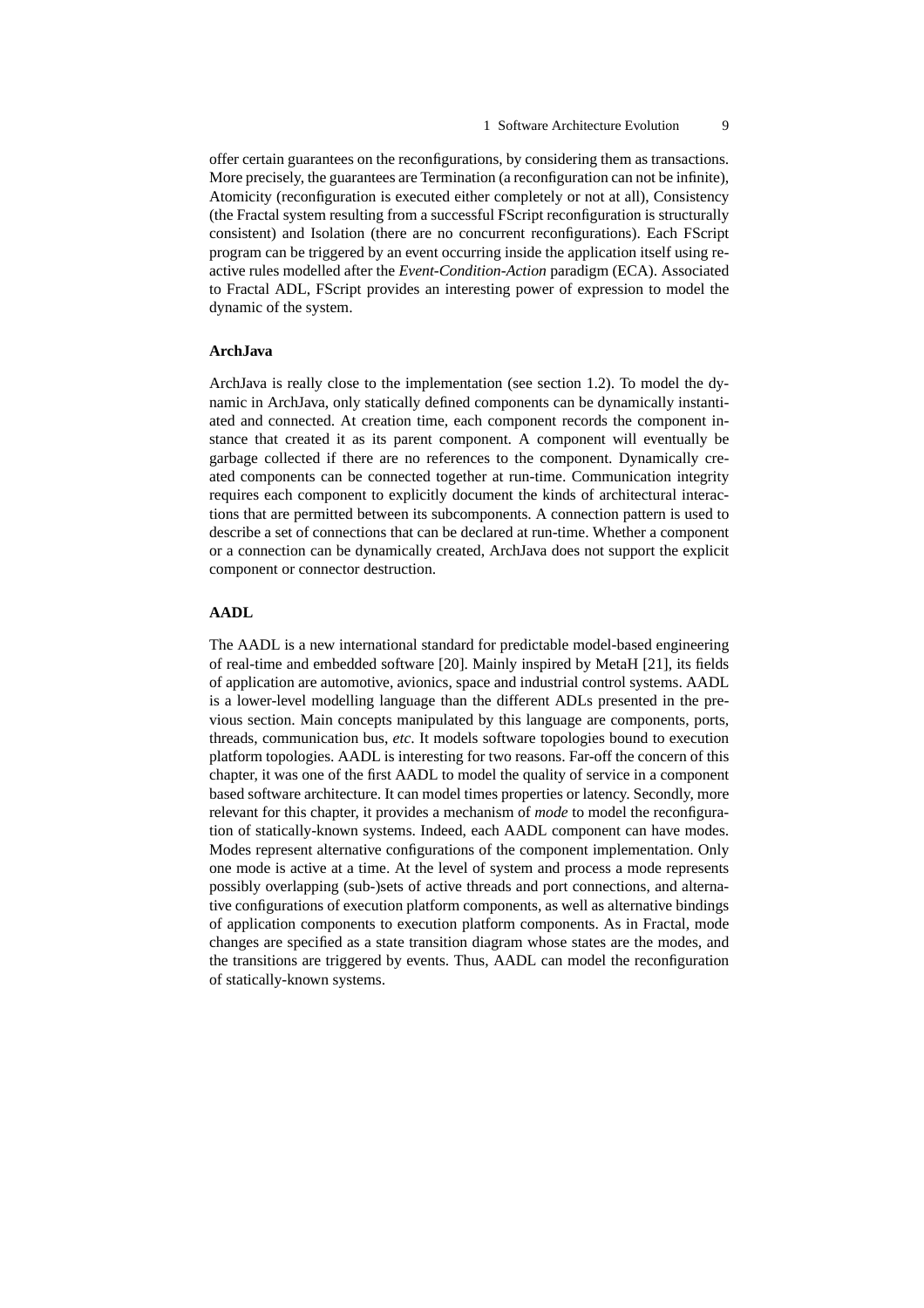offer certain guarantees on the reconfigurations, by considering them as transactions. More precisely, the guarantees are Termination (a reconfiguration can not be infinite), Atomicity (reconfiguration is executed either completely or not at all), Consistency (the Fractal system resulting from a successful FScript reconfiguration is structurally consistent) and Isolation (there are no concurrent reconfigurations). Each FScript program can be triggered by an event occurring inside the application itself using reactive rules modelled after the *Event-Condition-Action* paradigm (ECA). Associated to Fractal ADL, FScript provides an interesting power of expression to model the dynamic of the system.

**ArchJava**

ArchJava is really close to the implementation (see section 1.2). To model the dynamic in ArchJava, only statically defined components can be dynamically instantiated and connected. At creation time, each component records the component instance that created it as its parent component. A component will eventually be garbage collected if there are no references to the component. Dynamically created components can be connected together at run-time. Communication integrity requires each component to explicitly document the kinds of architectural interactions that are permitted between its subcomponents. A connection pattern is used to describe a set of connections that can be declared at run-time. Whether a component or a connection can be dynamically created, ArchJava does not support the explicit component or connector destruction.

**AADL**

The AADL is a new international standard for predictable model-based engineering of real-time and embedded software [20]. Mainly inspired by MetaH [21], its fields of application are automotive, avionics, space and industrial control systems. AADL is a lower-level modelling language than the different ADLs presented in the previous section. Main concepts manipulated by this language are components, ports, threads, communication bus, *etc*. It models software topologies bound to execution platform topologies. AADL is interesting for two reasons. Far-off the concern of this chapter, it was one of the first AADL to model the quality of service in a component based software architecture. It can model times properties or latency. Secondly, more relevant for this chapter, it provides a mechanism of *mode* to model the reconfiguration of statically-known systems. Indeed, each AADL component can have modes. Modes represent alternative configurations of the component implementation. Only one mode is active at a time. At the level of system and process a mode represents possibly overlapping (sub-)sets of active threads and port connections, and alternative configurations of execution platform components, as well as alternative bindings of application components to execution platform components. As in Fractal, mode changes are specified as a state transition diagram whose states are the modes, and the transitions are triggered by events. Thus, AADL can model the reconfiguration of statically-known systems.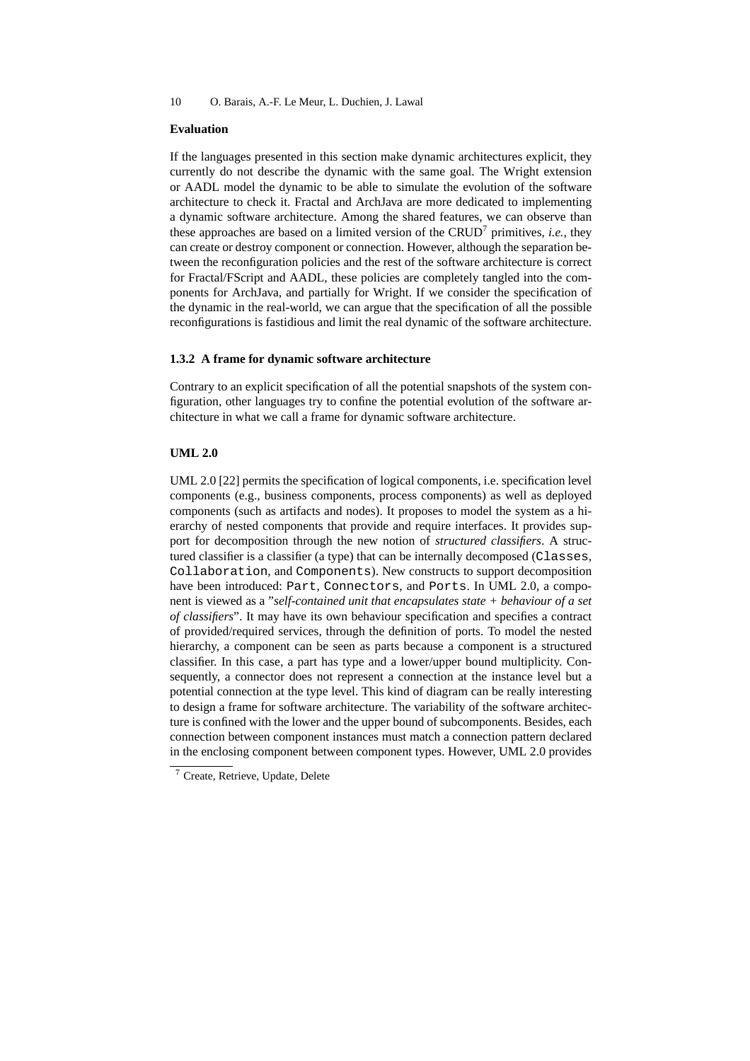**Evaluation**

If the languages presented in this section make dynamic architectures explicit, they currently do not describe the dynamic with the same goal. The Wright extension or AADL model the dynamic to be able to simulate the evolution of the software architecture to check it. Fractal and ArchJava are more dedicated to implementing a dynamic software architecture. Among the shared features, we can observe than these approaches are based on a limited version of the CRUD[7] primitives, *i.e.*, they can create or destroy component or connection. However, although the separation between the reconfiguration policies and the rest of the software architecture is correct for Fractal/FScript and AADL, these policies are completely tangled into the components for ArchJava, and partially for Wright. If we consider the specification of the dynamic in the real-world, we can argue that the specification of all the possible reconfigurations is fastidious and limit the real dynamic of the software architecture.

### 1.3.2 A frame for dynamic software architecture

Contrary to an explicit specification of all the potential snapshots of the system configuration, other languages try to confine the potential evolution of the software architecture in what we call a frame for dynamic software architecture.

**UML 2.0**

UML 2.0 [22] permits the specification of logical components, i.e. specification level components (e.g., business components, process components) as well as deployed components (such as artifacts and nodes). It proposes to model the system as a hierarchy of nested components that provide and require interfaces. It provides support for decomposition through the new notion of *structured classifiers*. A structured classifier is a classifier (a type) that can be internally decomposed (`Classes`, `Collaboration`, and `Components`). New constructs to support decomposition have been introduced: `Part`, `Connectors`, and `Ports`. In UML 2.0, a component is viewed as a "*self-contained unit that encapsulates state + behaviour of a set of classifiers*". It may have its own behaviour specification and specifies a contract of provided/required services, through the definition of ports. To model the nested hierarchy, a component can be seen as parts because a component is a structured classifier. In this case, a part has type and a lower/upper bound multiplicity. Consequently, a connector does not represent a connection at the instance level but a potential connection at the type level. This kind of diagram can be really interesting to design a frame for software architecture. The variability of the software architecture is confined with the lower and the upper bound of subcomponents. Besides, each connection between component instances must match a connection pattern declared in the enclosing component between component types. However, UML 2.0 provides

[7] Create, Retrieve, Update, Delete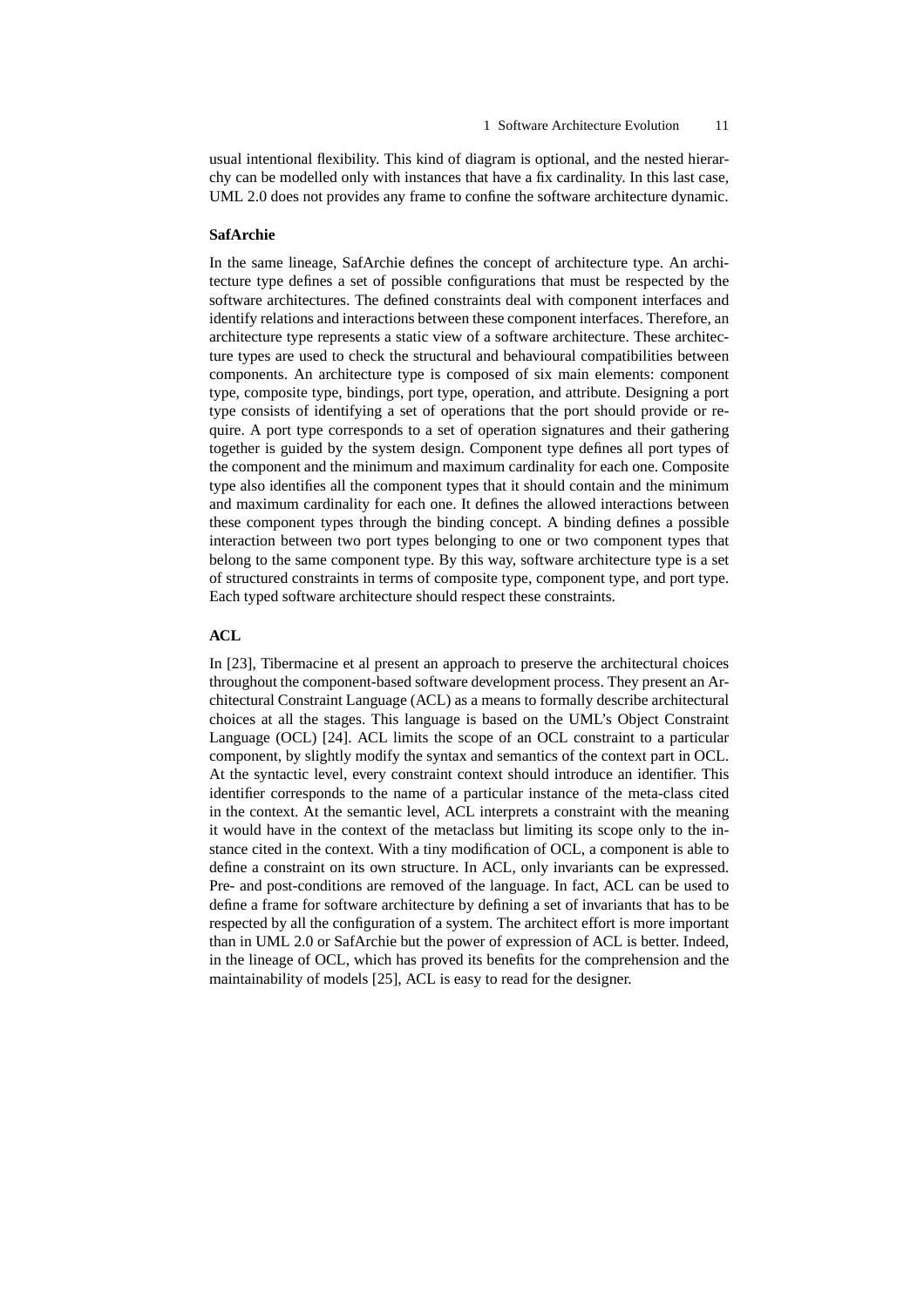usual intentional flexibility. This kind of diagram is optional, and the nested hierarchy can be modelled only with instances that have a fix cardinality. In this last case, UML 2.0 does not provides any frame to confine the software architecture dynamic.

### SafArchie

In the same lineage, SafArchie defines the concept of architecture type. An architecture type defines a set of possible configurations that must be respected by the software architectures. The defined constraints deal with component interfaces and identify relations and interactions between these component interfaces. Therefore, an architecture type represents a static view of a software architecture. These architecture types are used to check the structural and behavioural compatibilities between components. An architecture type is composed of six main elements: component type, composite type, bindings, port type, operation, and attribute. Designing a port type consists of identifying a set of operations that the port should provide or require. A port type corresponds to a set of operation signatures and their gathering together is guided by the system design. Component type defines all port types of the component and the minimum and maximum cardinality for each one. Composite type also identifies all the component types that it should contain and the minimum and maximum cardinality for each one. It defines the allowed interactions between these component types through the binding concept. A binding defines a possible interaction between two port types belonging to one or two component types that belong to the same component type. By this way, software architecture type is a set of structured constraints in terms of composite type, component type, and port type. Each typed software architecture should respect these constraints.

### ACL

In [23], Tibermacine et al present an approach to preserve the architectural choices throughout the component-based software development process. They present an Architectural Constraint Language (ACL) as a means to formally describe architectural choices at all the stages. This language is based on the UML's Object Constraint Language (OCL) [24]. ACL limits the scope of an OCL constraint to a particular component, by slightly modify the syntax and semantics of the context part in OCL. At the syntactic level, every constraint context should introduce an identifier. This identifier corresponds to the name of a particular instance of the meta-class cited in the context. At the semantic level, ACL interprets a constraint with the meaning it would have in the context of the metaclass but limiting its scope only to the instance cited in the context. With a tiny modification of OCL, a component is able to define a constraint on its own structure. In ACL, only invariants can be expressed. Pre- and post-conditions are removed of the language. In fact, ACL can be used to define a frame for software architecture by defining a set of invariants that has to be respected by all the configuration of a system. The architect effort is more important than in UML 2.0 or SafArchie but the power of expression of ACL is better. Indeed, in the lineage of OCL, which has proved its benefits for the comprehension and the maintainability of models [25], ACL is easy to read for the designer.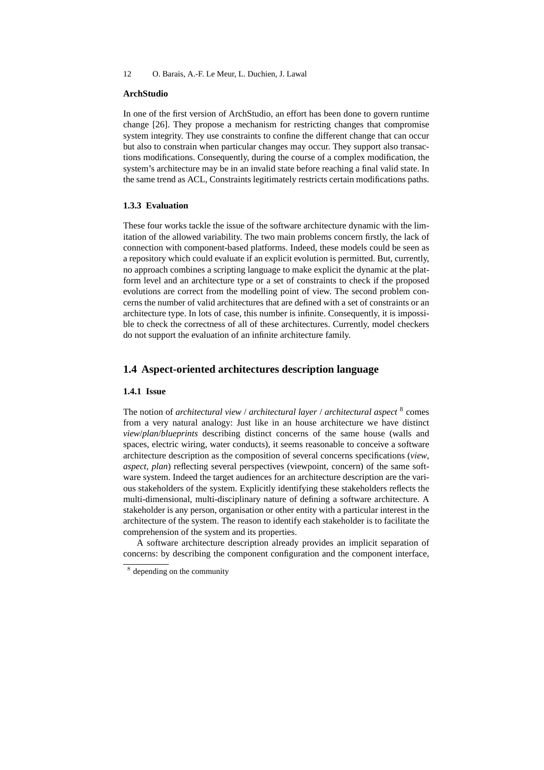#### ArchStudio

In one of the first version of ArchStudio, an effort has been done to govern runtime change [26]. They propose a mechanism for restricting changes that compromise system integrity. They use constraints to confine the different change that can occur but also to constrain when particular changes may occur. They support also transactions modifications. Consequently, during the course of a complex modification, the system's architecture may be in an invalid state before reaching a final valid state. In the same trend as ACL, Constraints legitimately restricts certain modifications paths.

### 1.3.3 Evaluation

These four works tackle the issue of the software architecture dynamic with the limitation of the allowed variability. The two main problems concern firstly, the lack of connection with component-based platforms. Indeed, these models could be seen as a repository which could evaluate if an explicit evolution is permitted. But, currently, no approach combines a scripting language to make explicit the dynamic at the platform level and an architecture type or a set of constraints to check if the proposed evolutions are correct from the modelling point of view. The second problem concerns the number of valid architectures that are defined with a set of constraints or an architecture type. In lots of case, this number is infinite. Consequently, it is impossible to check the correctness of all of these architectures. Currently, model checkers do not support the evaluation of an infinite architecture family.

## 1.4 Aspect-oriented architectures description language

### 1.4.1 Issue

The notion of *architectural view* / *architectural layer* / *architectural aspect* [8] comes from a very natural analogy: Just like in an house architecture we have distinct *view*/*plan*/*blueprints* describing distinct concerns of the same house (walls and spaces, electric wiring, water conducts), it seems reasonable to conceive a software architecture description as the composition of several concerns specifications (*view*, *aspect*, *plan*) reflecting several perspectives (viewpoint, concern) of the same software system. Indeed the target audiences for an architecture description are the various stakeholders of the system. Explicitly identifying these stakeholders reflects the multi-dimensional, multi-disciplinary nature of defining a software architecture. A stakeholder is any person, organisation or other entity with a particular interest in the architecture of the system. The reason to identify each stakeholder is to facilitate the comprehension of the system and its properties.

A software architecture description already provides an implicit separation of concerns: by describing the component configuration and the component interface,

[8] depending on the community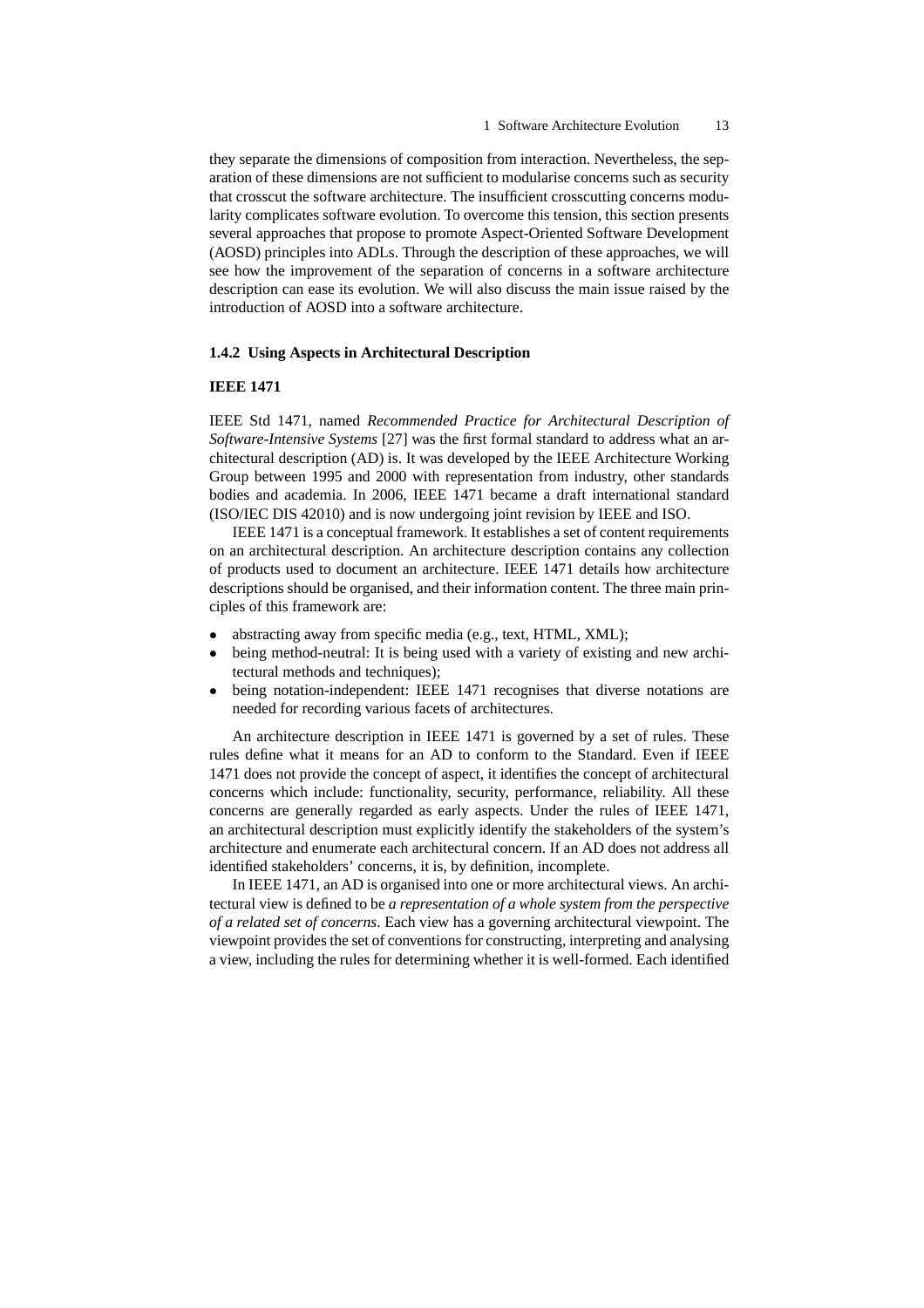they separate the dimensions of composition from interaction. Nevertheless, the separation of these dimensions are not sufficient to modularise concerns such as security that crosscut the software architecture. The insufficient crosscutting concerns modularity complicates software evolution. To overcome this tension, this section presents several approaches that propose to promote Aspect-Oriented Software Development (AOSD) principles into ADLs. Through the description of these approaches, we will see how the improvement of the separation of concerns in a software architecture description can ease its evolution. We will also discuss the main issue raised by the introduction of AOSD into a software architecture.

### 1.4.2 Using Aspects in Architectural Description

#### IEEE 1471

IEEE Std 1471, named *Recommended Practice for Architectural Description of Software-Intensive Systems* [27] was the first formal standard to address what an architectural description (AD) is. It was developed by the IEEE Architecture Working Group between 1995 and 2000 with representation from industry, other standards bodies and academia. In 2006, IEEE 1471 became a draft international standard (ISO/IEC DIS 42010) and is now undergoing joint revision by IEEE and ISO.

IEEE 1471 is a conceptual framework. It establishes a set of content requirements on an architectural description. An architecture description contains any collection of products used to document an architecture. IEEE 1471 details how architecture descriptions should be organised, and their information content. The three main principles of this framework are:

- abstracting away from specific media (e.g., text, HTML, XML);
- being method-neutral: It is being used with a variety of existing and new architectural methods and techniques);
- being notation-independent: IEEE 1471 recognises that diverse notations are needed for recording various facets of architectures.

An architecture description in IEEE 1471 is governed by a set of rules. These rules define what it means for an AD to conform to the Standard. Even if IEEE 1471 does not provide the concept of aspect, it identifies the concept of architectural concerns which include: functionality, security, performance, reliability. All these concerns are generally regarded as early aspects. Under the rules of IEEE 1471, an architectural description must explicitly identify the stakeholders of the system's architecture and enumerate each architectural concern. If an AD does not address all identified stakeholders' concerns, it is, by definition, incomplete.

In IEEE 1471, an AD is organised into one or more architectural views. An architectural view is defined to be *a representation of a whole system from the perspective of a related set of concerns*. Each view has a governing architectural viewpoint. The viewpoint provides the set of conventions for constructing, interpreting and analysing a view, including the rules for determining whether it is well-formed. Each identified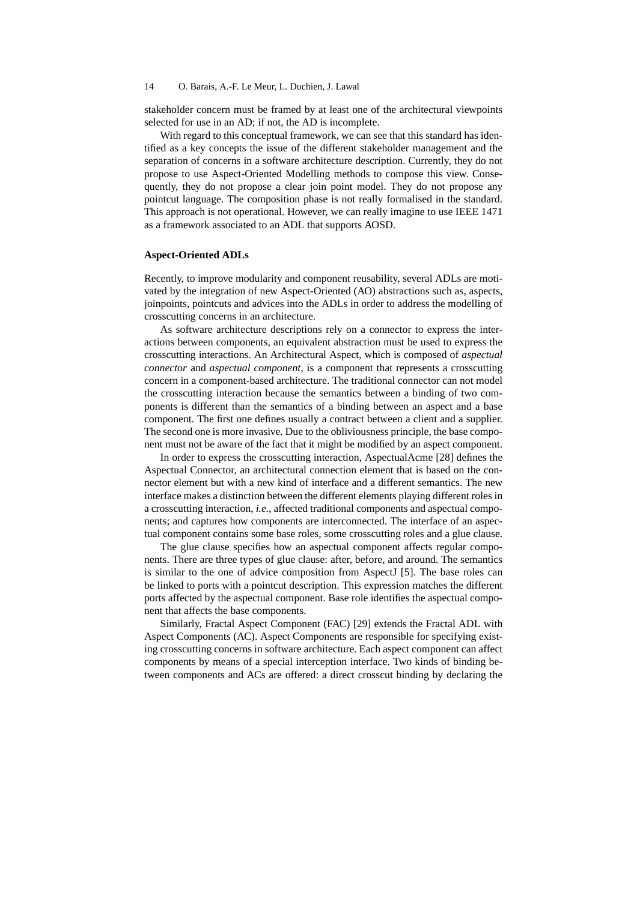stakeholder concern must be framed by at least one of the architectural viewpoints selected for use in an AD; if not, the AD is incomplete.

With regard to this conceptual framework, we can see that this standard has identified as a key concepts the issue of the different stakeholder management and the separation of concerns in a software architecture description. Currently, they do not propose to use Aspect-Oriented Modelling methods to compose this view. Consequently, they do not propose a clear join point model. They do not propose any pointcut language. The composition phase is not really formalised in the standard. This approach is not operational. However, we can really imagine to use IEEE 1471 as a framework associated to an ADL that supports AOSD.

**Aspect-Oriented ADLs**

Recently, to improve modularity and component reusability, several ADLs are motivated by the integration of new Aspect-Oriented (AO) abstractions such as, aspects, joinpoints, pointcuts and advices into the ADLs in order to address the modelling of crosscutting concerns in an architecture.

As software architecture descriptions rely on a connector to express the interactions between components, an equivalent abstraction must be used to express the crosscutting interactions. An Architectural Aspect, which is composed of *aspectual connector* and *aspectual component*, is a component that represents a crosscutting concern in a component-based architecture. The traditional connector can not model the crosscutting interaction because the semantics between a binding of two components is different than the semantics of a binding between an aspect and a base component. The first one defines usually a contract between a client and a supplier. The second one is more invasive. Due to the obliviousness principle, the base component must not be aware of the fact that it might be modified by an aspect component.

In order to express the crosscutting interaction, AspectualAcme [28] defines the Aspectual Connector, an architectural connection element that is based on the connector element but with a new kind of interface and a different semantics. The new interface makes a distinction between the different elements playing different roles in a crosscutting interaction, *i.e.*, affected traditional components and aspectual components; and captures how components are interconnected. The interface of an aspectual component contains some base roles, some crosscutting roles and a glue clause.

The glue clause specifies how an aspectual component affects regular components. There are three types of glue clause: after, before, and around. The semantics is similar to the one of advice composition from AspectJ [5]. The base roles can be linked to ports with a pointcut description. This expression matches the different ports affected by the aspectual component. Base role identifies the aspectual component that affects the base components.

Similarly, Fractal Aspect Component (FAC) [29] extends the Fractal ADL with Aspect Components (AC). Aspect Components are responsible for specifying existing crosscutting concerns in software architecture. Each aspect component can affect components by means of a special interception interface. Two kinds of binding between components and ACs are offered: a direct crosscut binding by declaring the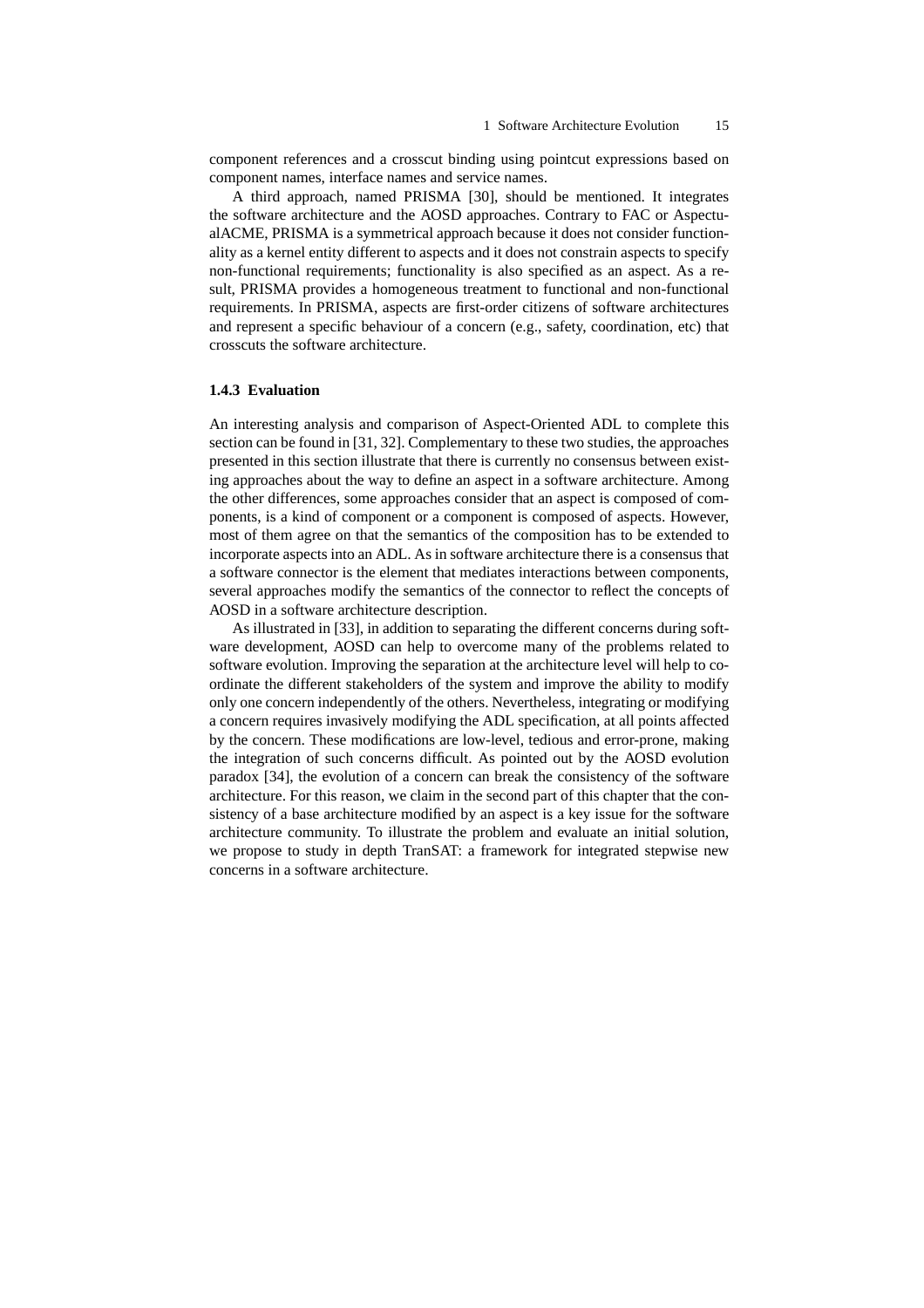component references and a crosscut binding using pointcut expressions based on component names, interface names and service names.

A third approach, named PRISMA [30], should be mentioned. It integrates the software architecture and the AOSD approaches. Contrary to FAC or AspectualACME, PRISMA is a symmetrical approach because it does not consider functionality as a kernel entity different to aspects and it does not constrain aspects to specify non-functional requirements; functionality is also specified as an aspect. As a result, PRISMA provides a homogeneous treatment to functional and non-functional requirements. In PRISMA, aspects are first-order citizens of software architectures and represent a specific behaviour of a concern (e.g., safety, coordination, etc) that crosscuts the software architecture.

### 1.4.3 Evaluation

An interesting analysis and comparison of Aspect-Oriented ADL to complete this section can be found in [31, 32]. Complementary to these two studies, the approaches presented in this section illustrate that there is currently no consensus between existing approaches about the way to define an aspect in a software architecture. Among the other differences, some approaches consider that an aspect is composed of components, is a kind of component or a component is composed of aspects. However, most of them agree on that the semantics of the composition has to be extended to incorporate aspects into an ADL. As in software architecture there is a consensus that a software connector is the element that mediates interactions between components, several approaches modify the semantics of the connector to reflect the concepts of AOSD in a software architecture description.

As illustrated in [33], in addition to separating the different concerns during software development, AOSD can help to overcome many of the problems related to software evolution. Improving the separation at the architecture level will help to coordinate the different stakeholders of the system and improve the ability to modify only one concern independently of the others. Nevertheless, integrating or modifying a concern requires invasively modifying the ADL specification, at all points affected by the concern. These modifications are low-level, tedious and error-prone, making the integration of such concerns difficult. As pointed out by the AOSD evolution paradox [34], the evolution of a concern can break the consistency of the software architecture. For this reason, we claim in the second part of this chapter that the consistency of a base architecture modified by an aspect is a key issue for the software architecture community. To illustrate the problem and evaluate an initial solution, we propose to study in depth TranSAT: a framework for integrated stepwise new concerns in a software architecture.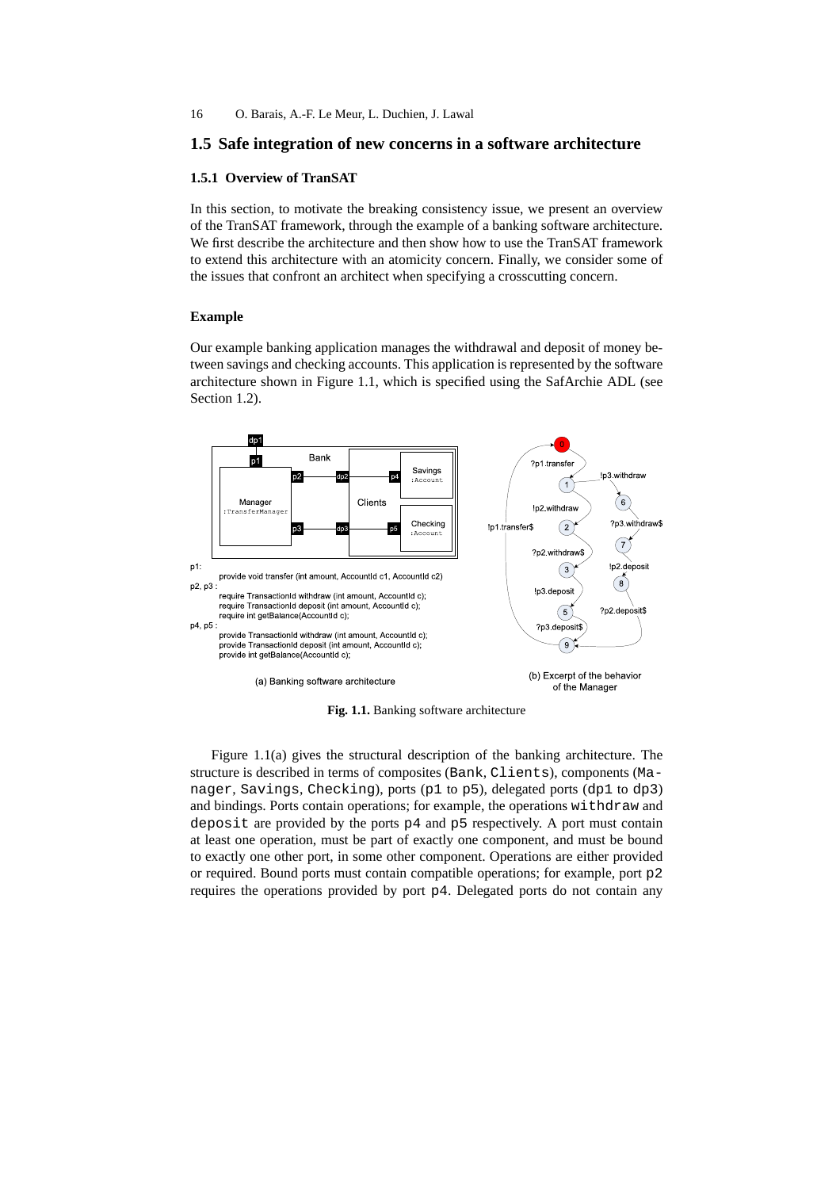## 1.5 Safe integration of new concerns in a software architecture

### 1.5.1 Overview of TranSAT

In this section, to motivate the breaking consistency issue, we present an overview of the TranSAT framework, through the example of a banking software architecture. We first describe the architecture and then show how to use the TranSAT framework to extend this architecture with an atomicity concern. Finally, we consider some of the issues that confront an architect when specifying a crosscutting concern.

#### Example

Our example banking application manages the withdrawal and deposit of money between savings and checking accounts. This application is represented by the software architecture shown in Figure 1.1, which is specified using the SafArchie ADL (see Section 1.2).

dp1
p1
Bank
p2
dp2
p4
Savings
:Account
Manager
:TransferManager
Clients
p3
dp3
p5
Checking
:Account

p1:
provide void transfer (int amount, AccountId c1, AccountId c2)
p2, p3 :
require TransactionId withdraw (int amount, AccountId c);
require TransactionId deposit (int amount, AccountId c);
require int getBalance(AccountId c);
p4, p5 :
provide TransactionId withdraw (int amount, AccountId c);
provide TransactionId deposit (int amount, AccountId c);
provide int getBalance(AccountId c);

(a) Banking software architecture

0
?p1.transfer
1
!p3.withdraw
6
!p2.withdraw
?p3.withdraw$
!p1.transfer$
2
7
?p2.withdraw$
3
!p2.deposit
8
!p3.deposit
5
?p2.deposit$
?p3.deposit$
9

(b) Excerpt of the behavior of the Manager

**Fig. 1.1.** Banking software architecture

Figure 1.1(a) gives the structural description of the banking architecture. The structure is described in terms of composites (`Bank`, `Clients`), components (`Manager`, `Savings`, `Checking`), ports (`p1` to `p5`), delegated ports (`dp1` to `dp3`) and bindings. Ports contain operations; for example, the operations `withdraw` and `deposit` are provided by the ports `p4` and `p5` respectively. A port must contain at least one operation, must be part of exactly one component, and must be bound to exactly one other port, in some other component. Operations are either provided or required. Bound ports must contain compatible operations; for example, port `p2` requires the operations provided by port `p4`. Delegated ports do not contain any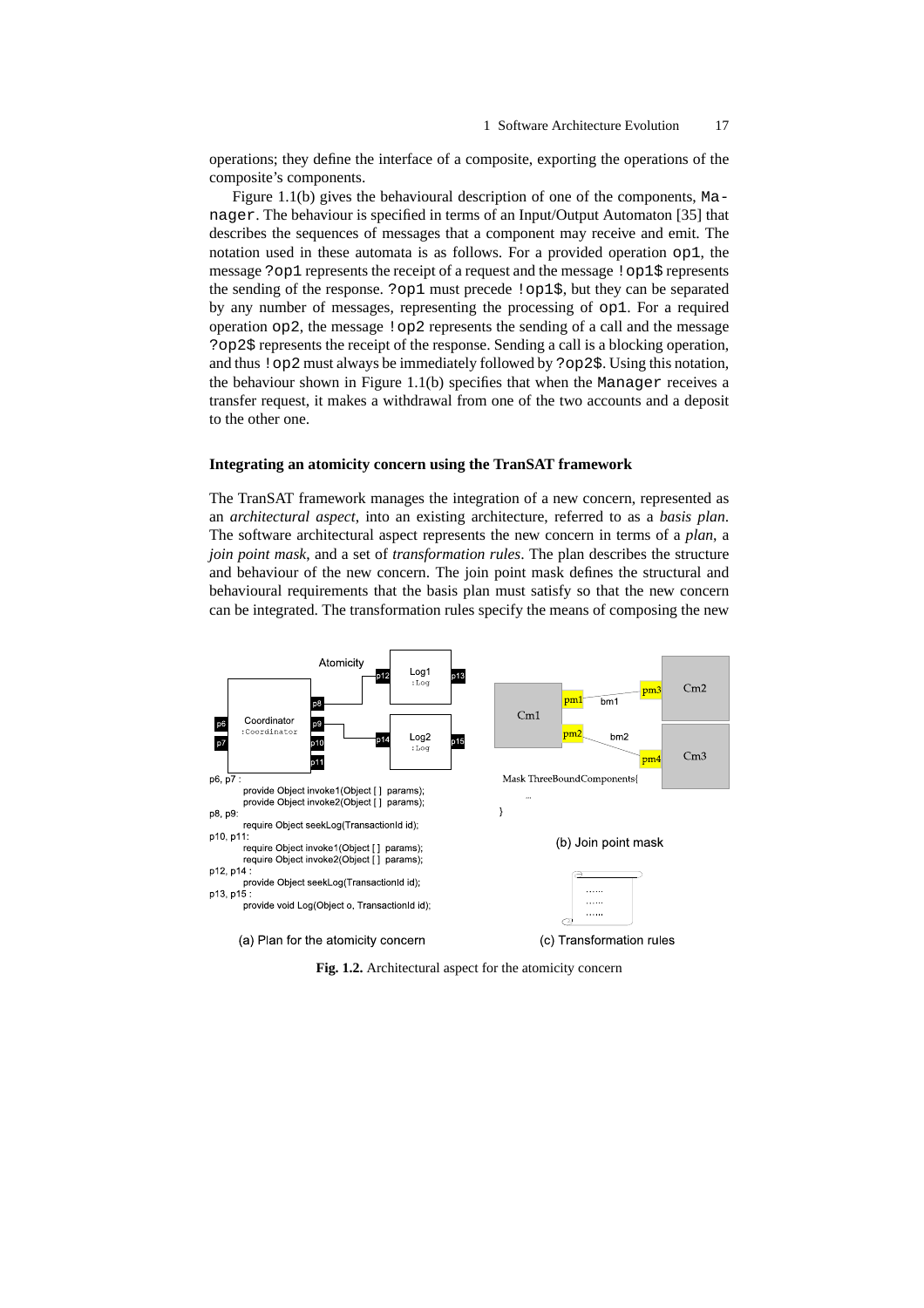operations; they define the interface of a composite, exporting the operations of the composite's components.

Figure 1.1(b) gives the behavioural description of one of the components, `Manager`. The behaviour is specified in terms of an Input/Output Automaton [35] that describes the sequences of messages that a component may receive and emit. The notation used in these automata is as follows. For a provided operation `op1`, the message `?op1` represents the receipt of a request and the message `!op1$` represents the sending of the response. `?op1` must precede `!op1$`, but they can be separated by any number of messages, representing the processing of `op1`. For a required operation `op2`, the message `!op2` represents the sending of a call and the message `?op2$` represents the receipt of the response. Sending a call is a blocking operation, and thus `!op2` must always be immediately followed by `?op2$`. Using this notation, the behaviour shown in Figure 1.1(b) specifies that when the `Manager` receives a transfer request, it makes a withdrawal from one of the two accounts and a deposit to the other one.

### Integrating an atomicity concern using the TranSAT framework

The TranSAT framework manages the integration of a new concern, represented as an *architectural aspect*, into an existing architecture, referred to as a *basis plan*. The software architectural aspect represents the new concern in terms of a *plan*, a *join point mask*, and a set of *transformation rules*. The plan describes the structure and behaviour of the new concern. The join point mask defines the structural and behavioural requirements that the basis plan must satisfy so that the new concern can be integrated. The transformation rules specify the means of composing the new

Atomicity

Coordinator :Coordinator

Log1 :Log

Log2 :Log

p6, p7, p8, p9, p10, p11, p12, p13, p14, p15

p6, p7 :
provide Object invoke1(Object [ ] params);
provide Object invoke2(Object [ ] params);
p8, p9:
require Object seekLog(TransactionId id);
p10, p11:
require Object invoke1(Object [ ] params);
require Object invoke2(Object [ ] params);
p12, p14 :
provide Object seekLog(TransactionId id);
p13, p15 :
provide void Log(Object o, TransactionId id);

(a) Plan for the atomicity concern

Cm1, Cm2, Cm3, pm1, pm2, pm3, pm4, bm1, bm2

Mask ThreeBoundComponents{
...
}

(b) Join point mask

……
……
……

(c) Transformation rules

**Fig. 1.2.** Architectural aspect for the atomicity concern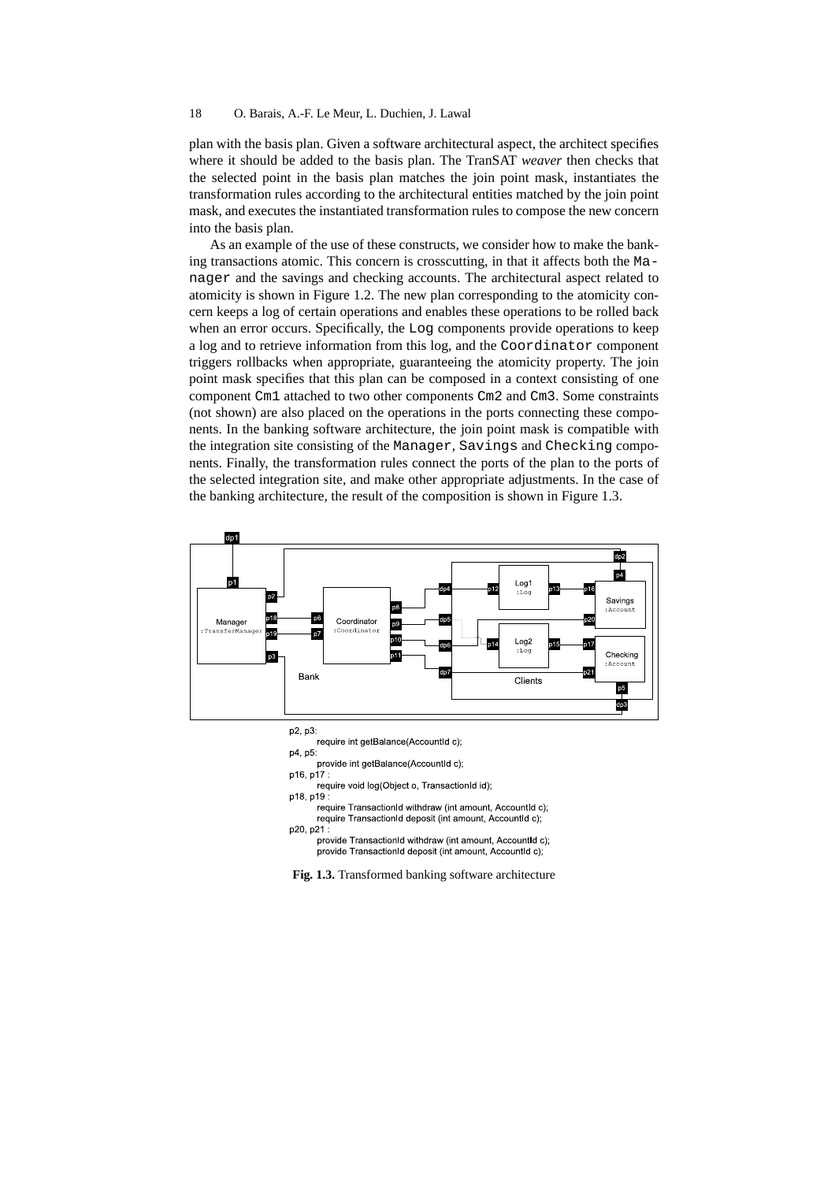plan with the basis plan. Given a software architectural aspect, the architect specifies where it should be added to the basis plan. The TranSAT *weaver* then checks that the selected point in the basis plan matches the join point mask, instantiates the transformation rules according to the architectural entities matched by the join point mask, and executes the instantiated transformation rules to compose the new concern into the basis plan.

As an example of the use of these constructs, we consider how to make the banking transactions atomic. This concern is crosscutting, in that it affects both the `Manager` and the savings and checking accounts. The architectural aspect related to atomicity is shown in Figure 1.2. The new plan corresponding to the atomicity concern keeps a log of certain operations and enables these operations to be rolled back when an error occurs. Specifically, the `Log` components provide operations to keep a log and to retrieve information from this log, and the `Coordinator` component triggers rollbacks when appropriate, guaranteeing the atomicity property. The join point mask specifies that this plan can be composed in a context consisting of one component `Cm1` attached to two other components `Cm2` and `Cm3`. Some constraints (not shown) are also placed on the operations in the ports connecting these components. In the banking software architecture, the join point mask is compatible with the integration site consisting of the `Manager`, `Savings` and `Checking` components. Finally, the transformation rules connect the ports of the plan to the ports of the selected integration site, and make other appropriate adjustments. In the case of the banking architecture, the result of the composition is shown in Figure 1.3.

dp1
dp2
p1
p2
p4
Log1
:Log
dp4
p12
p13
p16
Savings
:Account
p8
p18
p6
Manager
:TransferManager
Coordinator
:Coordinator
dp5
p20
p9
p19
p7
p10
Log2
:Log
dp6
p14
p15
p17
Checking
:Account
p11
p3
dp7
p21
Bank
Clients
p5
dp3

p2, p3:
    require int getBalance(AccountId c);
p4, p5:
    provide int getBalance(AccountId c);
p16, p17 :
    require void log(Object o, TransactionId id);
p18, p19 :
    require TransactionId withdraw (int amount, AccountId c);
    require TransactionId deposit (int amount, AccountId c);
p20, p21 :
    provide TransactionId withdraw (int amount, AccountId c);
    provide TransactionId deposit (int amount, AccountId c);

**Fig. 1.3.** Transformed banking software architecture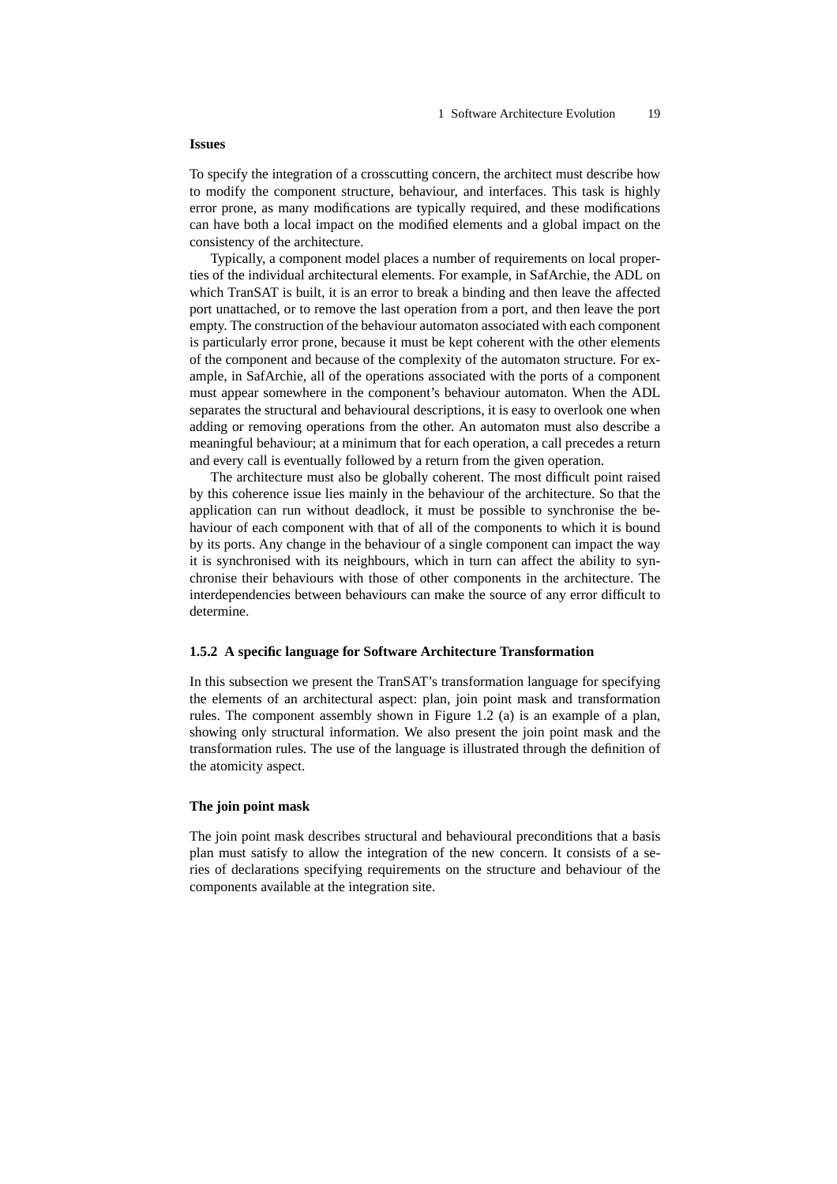#### Issues

To specify the integration of a crosscutting concern, the architect must describe how to modify the component structure, behaviour, and interfaces. This task is highly error prone, as many modifications are typically required, and these modifications can have both a local impact on the modified elements and a global impact on the consistency of the architecture.

Typically, a component model places a number of requirements on local properties of the individual architectural elements. For example, in SafArchie, the ADL on which TranSAT is built, it is an error to break a binding and then leave the affected port unattached, or to remove the last operation from a port, and then leave the port empty. The construction of the behaviour automaton associated with each component is particularly error prone, because it must be kept coherent with the other elements of the component and because of the complexity of the automaton structure. For example, in SafArchie, all of the operations associated with the ports of a component must appear somewhere in the component's behaviour automaton. When the ADL separates the structural and behavioural descriptions, it is easy to overlook one when adding or removing operations from the other. An automaton must also describe a meaningful behaviour; at a minimum that for each operation, a call precedes a return and every call is eventually followed by a return from the given operation.

The architecture must also be globally coherent. The most difficult point raised by this coherence issue lies mainly in the behaviour of the architecture. So that the application can run without deadlock, it must be possible to synchronise the behaviour of each component with that of all of the components to which it is bound by its ports. Any change in the behaviour of a single component can impact the way it is synchronised with its neighbours, which in turn can affect the ability to synchronise their behaviours with those of other components in the architecture. The interdependencies between behaviours can make the source of any error difficult to determine.

### 1.5.2 A specific language for Software Architecture Transformation

In this subsection we present the TranSAT's transformation language for specifying the elements of an architectural aspect: plan, join point mask and transformation rules. The component assembly shown in Figure 1.2 (a) is an example of a plan, showing only structural information. We also present the join point mask and the transformation rules. The use of the language is illustrated through the definition of the atomicity aspect.

#### The join point mask

The join point mask describes structural and behavioural preconditions that a basis plan must satisfy to allow the integration of the new concern. It consists of a series of declarations specifying requirements on the structure and behaviour of the components available at the integration site.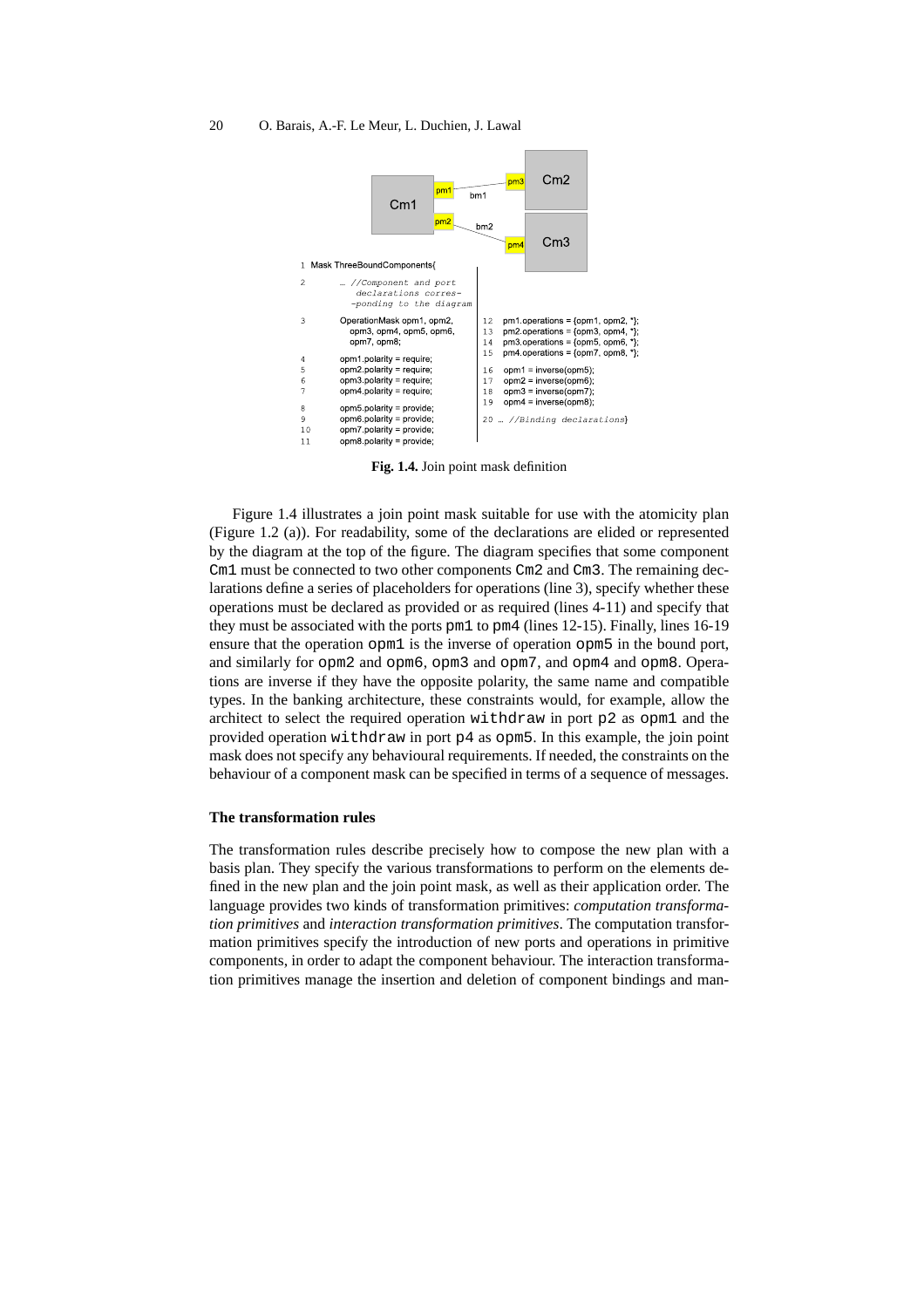Cm1 pm1 pm2 bm1 bm2 pm3 Cm2 pm4 Cm3

```
1  Mask ThreeBoundComponents{
2     … //Component and port
        declarations corres-
        -ponding to the diagram
3     OperationMask opm1, opm2,
        opm3, opm4, opm5, opm6,
        opm7, opm8;
4     opm1.polarity = require;
5     opm2.polarity = require;
6     opm3.polarity = require;
7     opm4.polarity = require;
8     opm5.polarity = provide;
9     opm6.polarity = provide;
10    opm7.polarity = provide;
11    opm8.polarity = provide;
12    pm1.operations = {opm1, opm2, *};
13    pm2.operations = {opm3, opm4, *};
14    pm3.operations = {opm5, opm6, *};
15    pm4.operations = {opm7, opm8, *};
16    opm1 = inverse(opm5);
17    opm2 = inverse(opm6);
18    opm3 = inverse(opm7);
19    opm4 = inverse(opm8);
20    … //Binding declarations}
```

**Fig. 1.4.** Join point mask definition

Figure 1.4 illustrates a join point mask suitable for use with the atomicity plan (Figure 1.2 (a)). For readability, some of the declarations are elided or represented by the diagram at the top of the figure. The diagram specifies that some component `Cm1` must be connected to two other components `Cm2` and `Cm3`. The remaining declarations define a series of placeholders for operations (line 3), specify whether these operations must be declared as provided or as required (lines 4-11) and specify that they must be associated with the ports `pm1` to `pm4` (lines 12-15). Finally, lines 16-19 ensure that the operation `opm1` is the inverse of operation `opm5` in the bound port, and similarly for `opm2` and `opm6`, `opm3` and `opm7`, and `opm4` and `opm8`. Operations are inverse if they have the opposite polarity, the same name and compatible types. In the banking architecture, these constraints would, for example, allow the architect to select the required operation `withdraw` in port `p2` as `opm1` and the provided operation `withdraw` in port `p4` as `opm5`. In this example, the join point mask does not specify any behavioural requirements. If needed, the constraints on the behaviour of a component mask can be specified in terms of a sequence of messages.

#### The transformation rules

The transformation rules describe precisely how to compose the new plan with a basis plan. They specify the various transformations to perform on the elements defined in the new plan and the join point mask, as well as their application order. The language provides two kinds of transformation primitives: *computation transformation primitives* and *interaction transformation primitives*. The computation transformation primitives specify the introduction of new ports and operations in primitive components, in order to adapt the component behaviour. The interaction transformation primitives manage the insertion and deletion of component bindings and man-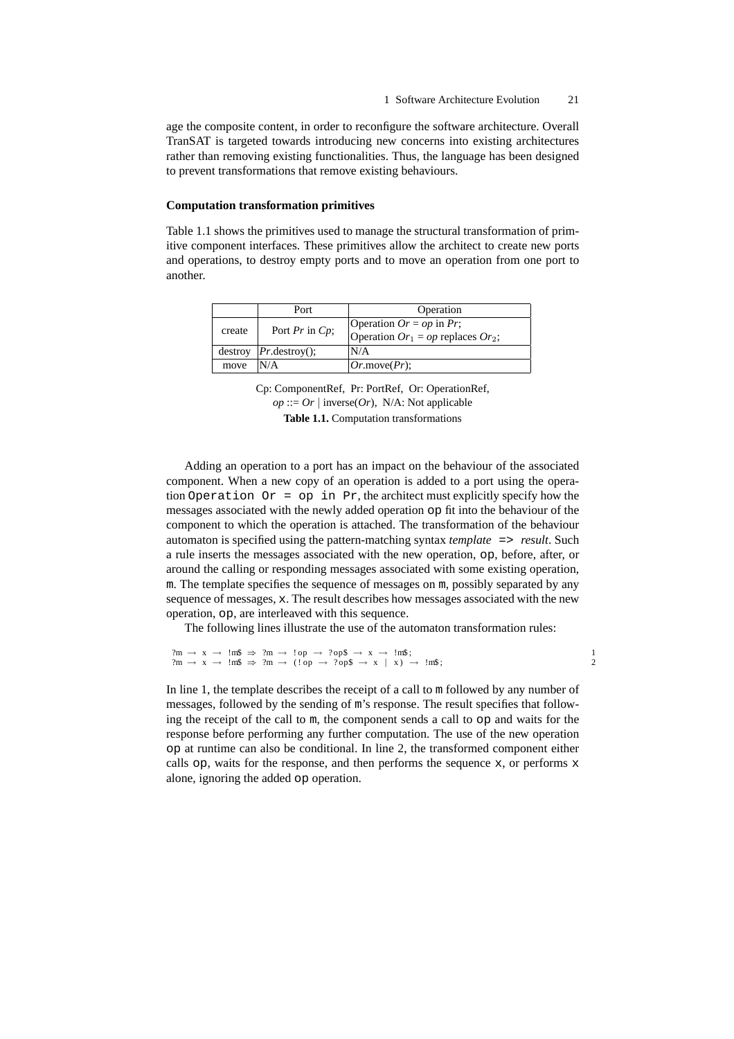age the composite content, in order to reconfigure the software architecture. Overall TranSAT is targeted towards introducing new concerns into existing architectures rather than removing existing functionalities. Thus, the language has been designed to prevent transformations that remove existing behaviours.

**Computation transformation primitives**

Table 1.1 shows the primitives used to manage the structural transformation of primitive component interfaces. These primitives allow the architect to create new ports and operations, to destroy empty ports and to move an operation from one port to another.

| | Port | Operation |
|---|---|---|
| create | Port *Pr* in *Cp*; | Operation *Or* = *op* in *Pr*;<br>Operation $Or_1$ = *op* replaces $Or_2$; |
| destroy | *Pr*.destroy(); | N/A |
| move | N/A | *Or*.move(*Pr*); |

Cp: ComponentRef, Pr: PortRef, Or: OperationRef,
*op* ::= *Or* | inverse(*Or*), N/A: Not applicable

**Table 1.1.** Computation transformations

Adding an operation to a port has an impact on the behaviour of the associated component. When a new copy of an operation is added to a port using the operation `Operation Or = op in Pr`, the architect must explicitly specify how the messages associated with the newly added operation `op` fit into the behaviour of the component to which the operation is attached. The transformation of the behaviour automaton is specified using the pattern-matching syntax *template* `=>` *result*. Such a rule inserts the messages associated with the new operation, `op`, before, after, or around the calling or responding messages associated with some existing operation, `m`. The template specifies the sequence of messages on `m`, possibly separated by any sequence of messages, `x`. The result describes how messages associated with the new operation, `op`, are interleaved with this sequence.

The following lines illustrate the use of the automaton transformation rules:

```
?m → x → !m$ ⇒ ?m → !op → ?op$ → x → !m$;                1
?m → x → !m$ ⇒ ?m → (!op → ?op$ → x | x) → !m$;          2
```

In line 1, the template describes the receipt of a call to `m` followed by any number of messages, followed by the sending of `m`'s response. The result specifies that following the receipt of the call to `m`, the component sends a call to `op` and waits for the response before performing any further computation. The use of the new operation `op` at runtime can also be conditional. In line 2, the transformed component either calls `op`, waits for the response, and then performs the sequence `x`, or performs `x` alone, ignoring the added `op` operation.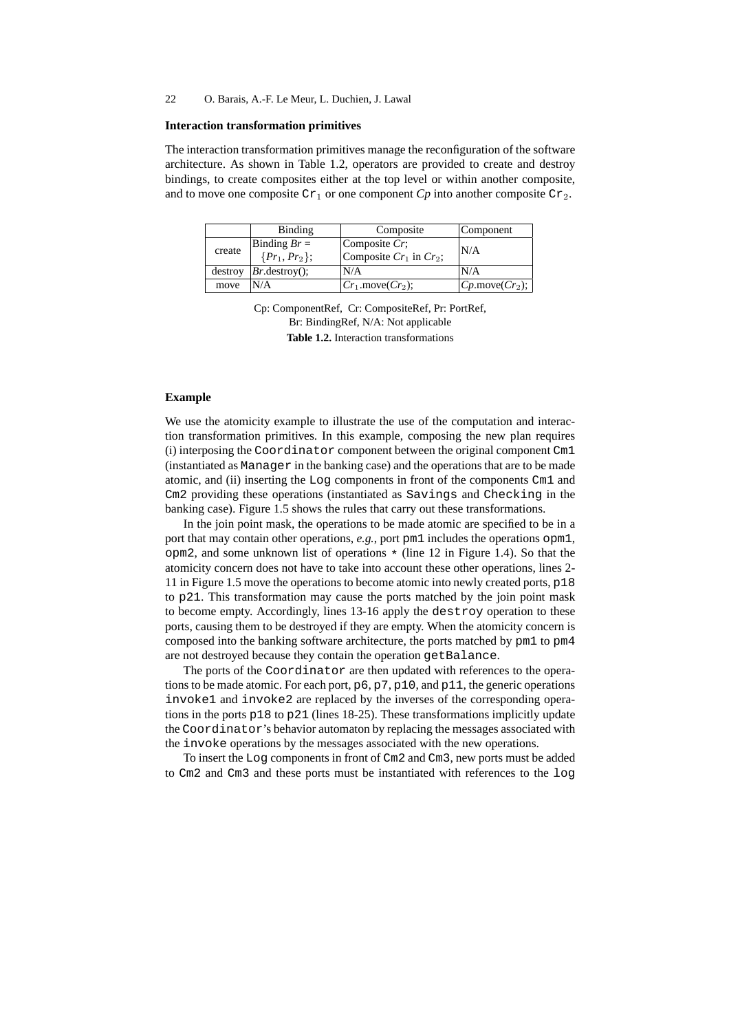**Interaction transformation primitives**

The interaction transformation primitives manage the reconfiguration of the software architecture. As shown in Table 1.2, operators are provided to create and destroy bindings, to create composites either at the top level or within another composite, and to move one composite $\mathtt{Cr}_1$ or one component *Cp* into another composite $\mathtt{Cr}_2$.

| | Binding | Composite | Component |
|---|---|---|---|
| create | Binding $Br = \{Pr_1, Pr_2\}$; | Composite $Cr$; Composite $Cr_1$ in $Cr_2$; | N/A |
| destroy | $Br$.destroy(); | N/A | N/A |
| move | N/A | $Cr_1$.move($Cr_2$); | $Cp$.move($Cr_2$); |

Cp: ComponentRef, Cr: CompositeRef, Pr: PortRef, Br: BindingRef, N/A: Not applicable

**Table 1.2.** Interaction transformations

**Example**

We use the atomicity example to illustrate the use of the computation and interaction transformation primitives. In this example, composing the new plan requires (i) interposing the `Coordinator` component between the original component `Cm1` (instantiated as `Manager` in the banking case) and the operations that are to be made atomic, and (ii) inserting the `Log` components in front of the components `Cm1` and `Cm2` providing these operations (instantiated as `Savings` and `Checking` in the banking case). Figure 1.5 shows the rules that carry out these transformations.

In the join point mask, the operations to be made atomic are specified to be in a port that may contain other operations, *e.g.*, port `pm1` includes the operations `opm1`, `opm2`, and some unknown list of operations `*` (line 12 in Figure 1.4). So that the atomicity concern does not have to take into account these other operations, lines 2-11 in Figure 1.5 move the operations to become atomic into newly created ports, `p18` to `p21`. This transformation may cause the ports matched by the join point mask to become empty. Accordingly, lines 13-16 apply the `destroy` operation to these ports, causing them to be destroyed if they are empty. When the atomicity concern is composed into the banking software architecture, the ports matched by `pm1` to `pm4` are not destroyed because they contain the operation `getBalance`.

The ports of the `Coordinator` are then updated with references to the operations to be made atomic. For each port, `p6`, `p7`, `p10`, and `p11`, the generic operations `invoke1` and `invoke2` are replaced by the inverses of the corresponding operations in the ports `p18` to `p21` (lines 18-25). These transformations implicitly update the `Coordinator`'s behavior automaton by replacing the messages associated with the `invoke` operations by the messages associated with the new operations.

To insert the `Log` components in front of `Cm2` and `Cm3`, new ports must be added to `Cm2` and `Cm3` and these ports must be instantiated with references to the `log`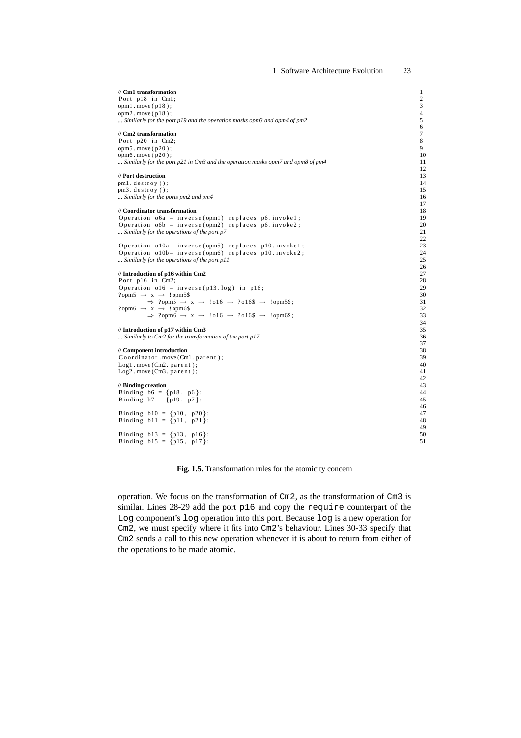```
// Cm1 transformation                                                                1
Port p18 in Cm1;                                                                     2
opm1.move(p18);                                                                      3
opm2.move(p18);                                                                      4
... Similarly for the port p19 and the operation masks opm3 and opm4 of pm2          5
                                                                                     6
// Cm2 transformation                                                                7
Port p20 in Cm2;                                                                     8
opm5.move(p20);                                                                      9
opm6.move(p20);                                                                      10
... Similarly for the port p21 in Cm3 and the operation masks opm7 and opm8 of pm4   11
                                                                                     12
// Port destruction                                                                  13
pm1.destroy();                                                                       14
pm3.destroy();                                                                       15
... Similarly for the ports pm2 and pm4                                              16
                                                                                     17
// Coordinator transformation                                                        18
Operation o6a = inverse(opm1) replaces p6.invoke1;                                   19
Operation o6b = inverse(opm2) replaces p6.invoke2;                                   20
... Similarly for the operations of the port p7                                      21
                                                                                     22
Operation o10a= inverse(opm5) replaces p10.invoke1;                                  23
Operation o10b= inverse(opm6) replaces p10.invoke2;                                  24
... Similarly for the operations of the port p11                                     25
                                                                                     26
// Introduction of p16 within Cm2                                                    27
Port p16 in Cm2;                                                                     28
Operation o16 = inverse(p13.log) in p16;                                             29
?opm5 → x → !opm5$                                                                   30
        ⇒ ?opm5 → x → !o16 → ?o16$ → !opm5$;                                         31
?opm6 → x → !opm6$                                                                   32
        ⇒ ?opm6 → x → !o16 → ?o16$ → !opm6$;                                         33
                                                                                     34
// Introduction of p17 within Cm3                                                    35
... Similarly to Cm2 for the transformation of the port p17                          36
                                                                                     37
// Component introduction                                                            38
Coordinator.move(Cm1.parent);                                                        39
Log1.move(Cm2.parent);                                                               40
Log2.move(Cm3.parent);                                                               41
                                                                                     42
// Binding creation                                                                  43
Binding b6 = {p18, p6};                                                              44
Binding b7 = {p19, p7};                                                              45
                                                                                     46
Binding b10 = {p10, p20};                                                            47
Binding b11 = {p11, p21};                                                            48
                                                                                     49
Binding b13 = {p13, p16};                                                            50
Binding b15 = {p15, p17};                                                            51
```

**Fig. 1.5.** Transformation rules for the atomicity concern

operation. We focus on the transformation of Cm2, as the transformation of Cm3 is similar. Lines 28-29 add the port p16 and copy the require counterpart of the Log component's log operation into this port. Because log is a new operation for Cm2, we must specify where it fits into Cm2's behaviour. Lines 30-33 specify that Cm2 sends a call to this new operation whenever it is about to return from either of the operations to be made atomic.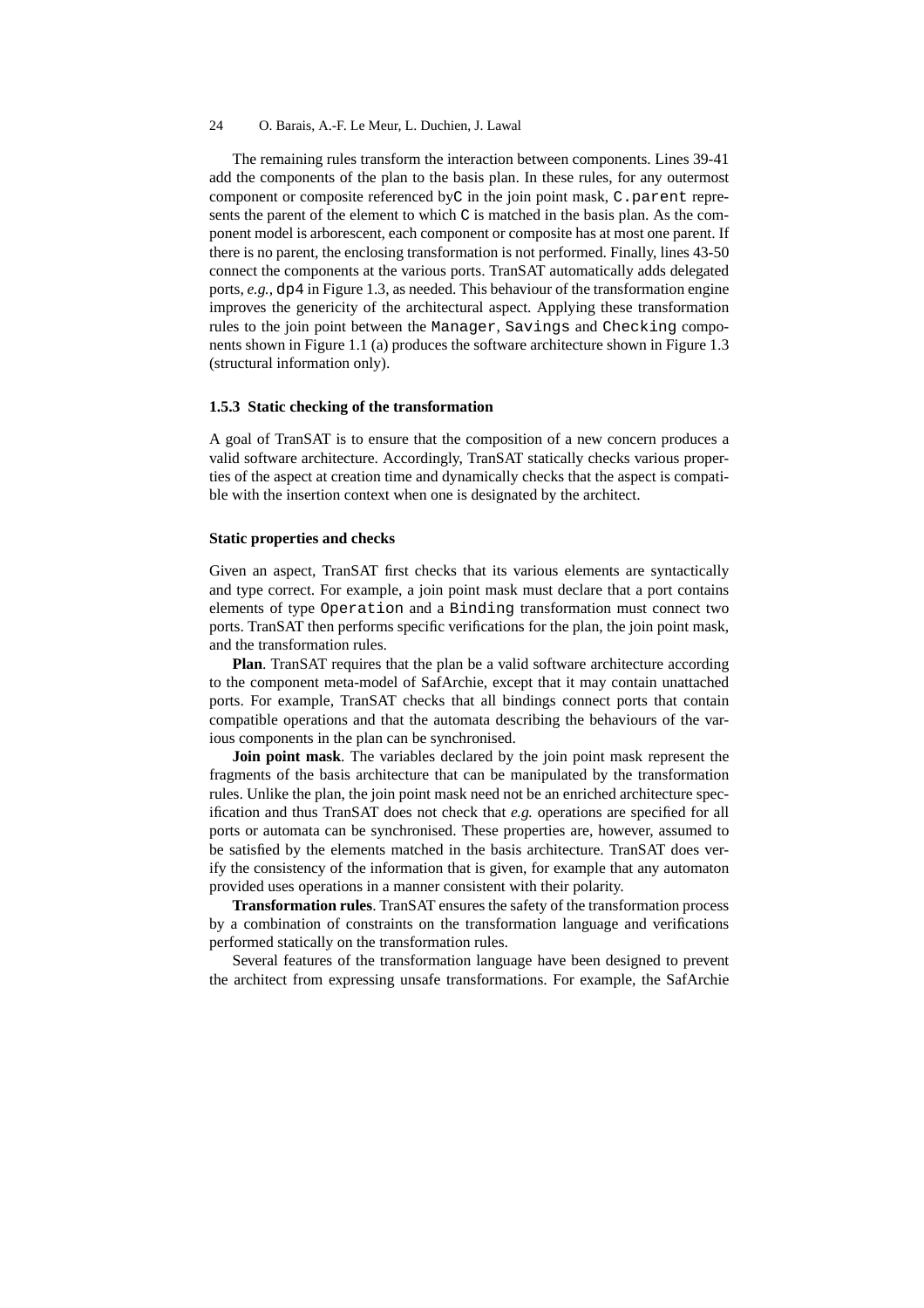The remaining rules transform the interaction between components. Lines 39-41 add the components of the plan to the basis plan. In these rules, for any outermost component or composite referenced by`C` in the join point mask, `C.parent` represents the parent of the element to which `C` is matched in the basis plan. As the component model is arborescent, each component or composite has at most one parent. If there is no parent, the enclosing transformation is not performed. Finally, lines 43-50 connect the components at the various ports. TranSAT automatically adds delegated ports, *e.g.*, `dp4` in Figure 1.3, as needed. This behaviour of the transformation engine improves the genericity of the architectural aspect. Applying these transformation rules to the join point between the `Manager`, `Savings` and `Checking` components shown in Figure 1.1 (a) produces the software architecture shown in Figure 1.3 (structural information only).

### 1.5.3 Static checking of the transformation

A goal of TranSAT is to ensure that the composition of a new concern produces a valid software architecture. Accordingly, TranSAT statically checks various properties of the aspect at creation time and dynamically checks that the aspect is compatible with the insertion context when one is designated by the architect.

#### Static properties and checks

Given an aspect, TranSAT first checks that its various elements are syntactically and type correct. For example, a join point mask must declare that a port contains elements of type `Operation` and a `Binding` transformation must connect two ports. TranSAT then performs specific verifications for the plan, the join point mask, and the transformation rules.

**Plan**. TranSAT requires that the plan be a valid software architecture according to the component meta-model of SafArchie, except that it may contain unattached ports. For example, TranSAT checks that all bindings connect ports that contain compatible operations and that the automata describing the behaviours of the various components in the plan can be synchronised.

**Join point mask**. The variables declared by the join point mask represent the fragments of the basis architecture that can be manipulated by the transformation rules. Unlike the plan, the join point mask need not be an enriched architecture specification and thus TranSAT does not check that *e.g.* operations are specified for all ports or automata can be synchronised. These properties are, however, assumed to be satisfied by the elements matched in the basis architecture. TranSAT does verify the consistency of the information that is given, for example that any automaton provided uses operations in a manner consistent with their polarity.

**Transformation rules**. TranSAT ensures the safety of the transformation process by a combination of constraints on the transformation language and verifications performed statically on the transformation rules.

Several features of the transformation language have been designed to prevent the architect from expressing unsafe transformations. For example, the SafArchie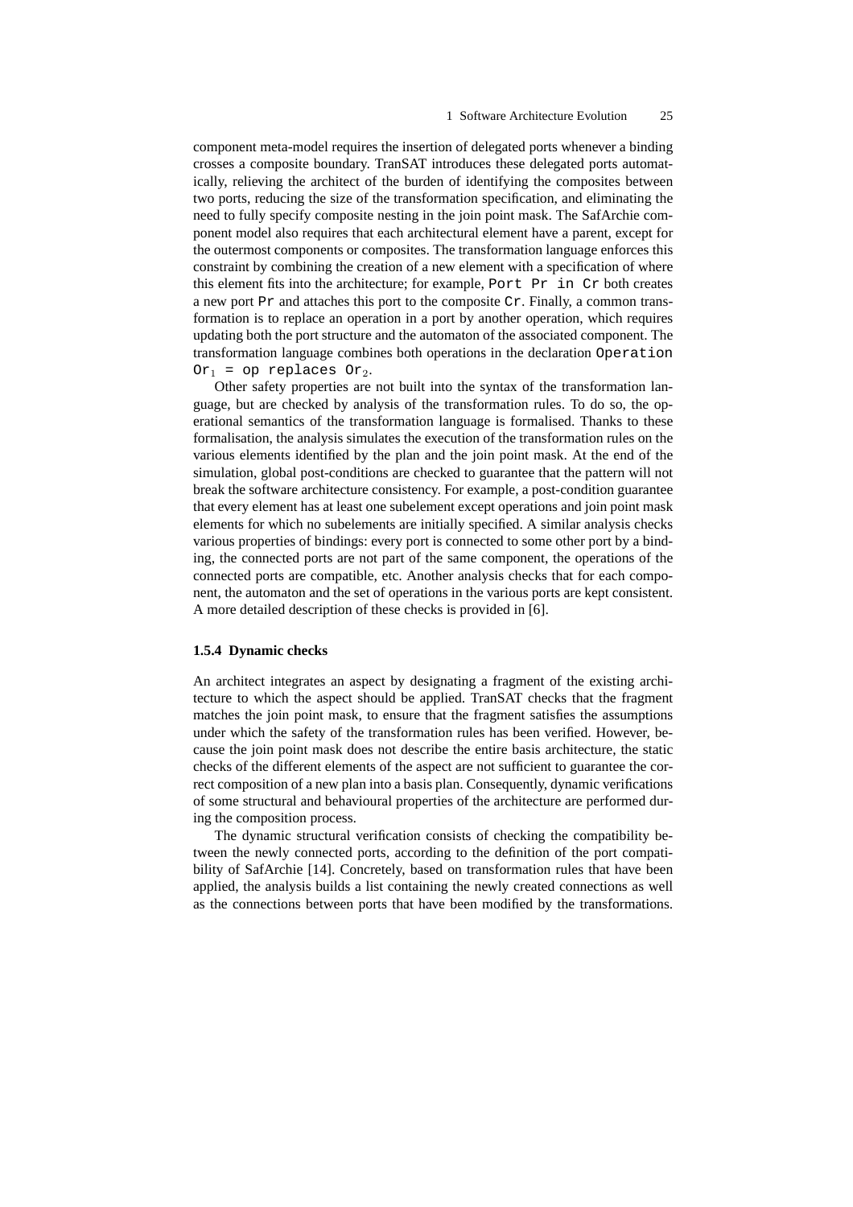component meta-model requires the insertion of delegated ports whenever a binding crosses a composite boundary. TranSAT introduces these delegated ports automatically, relieving the architect of the burden of identifying the composites between two ports, reducing the size of the transformation specification, and eliminating the need to fully specify composite nesting in the join point mask. The SafArchie component model also requires that each architectural element have a parent, except for the outermost components or composites. The transformation language enforces this constraint by combining the creation of a new element with a specification of where this element fits into the architecture; for example, `Port Pr in Cr` both creates a new port `Pr` and attaches this port to the composite `Cr`. Finally, a common transformation is to replace an operation in a port by another operation, which requires updating both the port structure and the automaton of the associated component. The transformation language combines both operations in the declaration `Operation` $\texttt{Or}_1$ `= op replaces` $\texttt{Or}_2$.

Other safety properties are not built into the syntax of the transformation language, but are checked by analysis of the transformation rules. To do so, the operational semantics of the transformation language is formalised. Thanks to these formalisation, the analysis simulates the execution of the transformation rules on the various elements identified by the plan and the join point mask. At the end of the simulation, global post-conditions are checked to guarantee that the pattern will not break the software architecture consistency. For example, a post-condition guarantee that every element has at least one subelement except operations and join point mask elements for which no subelements are initially specified. A similar analysis checks various properties of bindings: every port is connected to some other port by a binding, the connected ports are not part of the same component, the operations of the connected ports are compatible, etc. Another analysis checks that for each component, the automaton and the set of operations in the various ports are kept consistent. A more detailed description of these checks is provided in [6].

### 1.5.4 Dynamic checks

An architect integrates an aspect by designating a fragment of the existing architecture to which the aspect should be applied. TranSAT checks that the fragment matches the join point mask, to ensure that the fragment satisfies the assumptions under which the safety of the transformation rules has been verified. However, because the join point mask does not describe the entire basis architecture, the static checks of the different elements of the aspect are not sufficient to guarantee the correct composition of a new plan into a basis plan. Consequently, dynamic verifications of some structural and behavioural properties of the architecture are performed during the composition process.

The dynamic structural verification consists of checking the compatibility between the newly connected ports, according to the definition of the port compatibility of SafArchie [14]. Concretely, based on transformation rules that have been applied, the analysis builds a list containing the newly created connections as well as the connections between ports that have been modified by the transformations.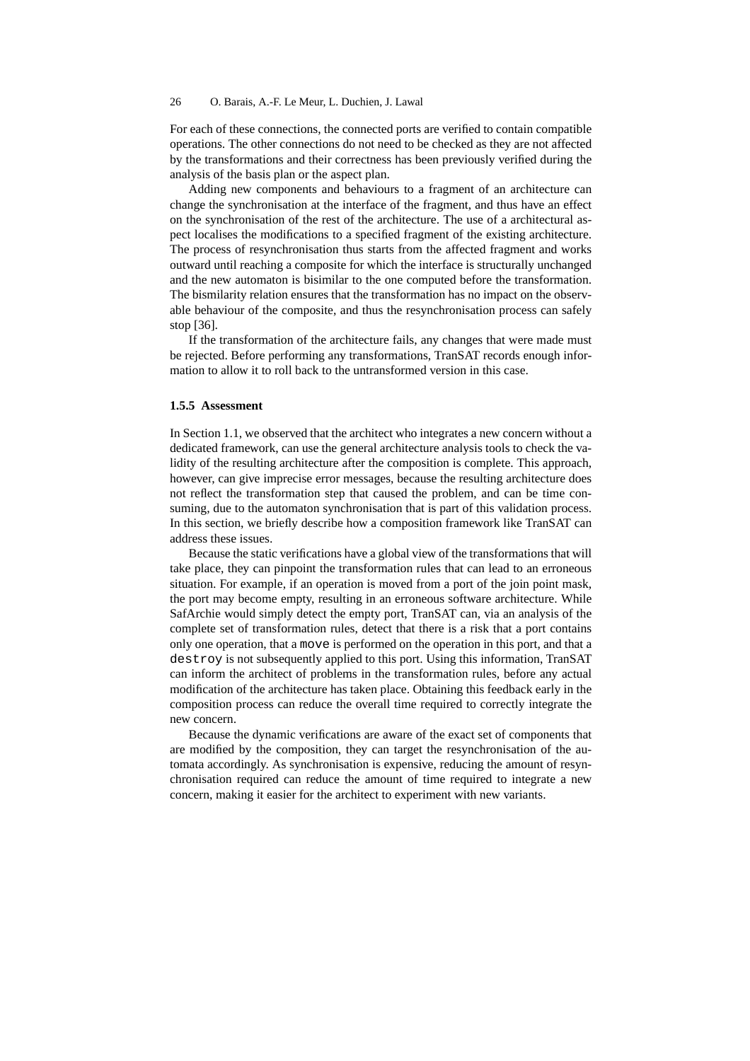For each of these connections, the connected ports are verified to contain compatible operations. The other connections do not need to be checked as they are not affected by the transformations and their correctness has been previously verified during the analysis of the basis plan or the aspect plan.

Adding new components and behaviours to a fragment of an architecture can change the synchronisation at the interface of the fragment, and thus have an effect on the synchronisation of the rest of the architecture. The use of a architectural aspect localises the modifications to a specified fragment of the existing architecture. The process of resynchronisation thus starts from the affected fragment and works outward until reaching a composite for which the interface is structurally unchanged and the new automaton is bisimilar to the one computed before the transformation. The bismilarity relation ensures that the transformation has no impact on the observable behaviour of the composite, and thus the resynchronisation process can safely stop [36].

If the transformation of the architecture fails, any changes that were made must be rejected. Before performing any transformations, TranSAT records enough information to allow it to roll back to the untransformed version in this case.

### 1.5.5 Assessment

In Section 1.1, we observed that the architect who integrates a new concern without a dedicated framework, can use the general architecture analysis tools to check the validity of the resulting architecture after the composition is complete. This approach, however, can give imprecise error messages, because the resulting architecture does not reflect the transformation step that caused the problem, and can be time consuming, due to the automaton synchronisation that is part of this validation process. In this section, we briefly describe how a composition framework like TranSAT can address these issues.

Because the static verifications have a global view of the transformations that will take place, they can pinpoint the transformation rules that can lead to an erroneous situation. For example, if an operation is moved from a port of the join point mask, the port may become empty, resulting in an erroneous software architecture. While SafArchie would simply detect the empty port, TranSAT can, via an analysis of the complete set of transformation rules, detect that there is a risk that a port contains only one operation, that a `move` is performed on the operation in this port, and that a `destroy` is not subsequently applied to this port. Using this information, TranSAT can inform the architect of problems in the transformation rules, before any actual modification of the architecture has taken place. Obtaining this feedback early in the composition process can reduce the overall time required to correctly integrate the new concern.

Because the dynamic verifications are aware of the exact set of components that are modified by the composition, they can target the resynchronisation of the automata accordingly. As synchronisation is expensive, reducing the amount of resynchronisation required can reduce the amount of time required to integrate a new concern, making it easier for the architect to experiment with new variants.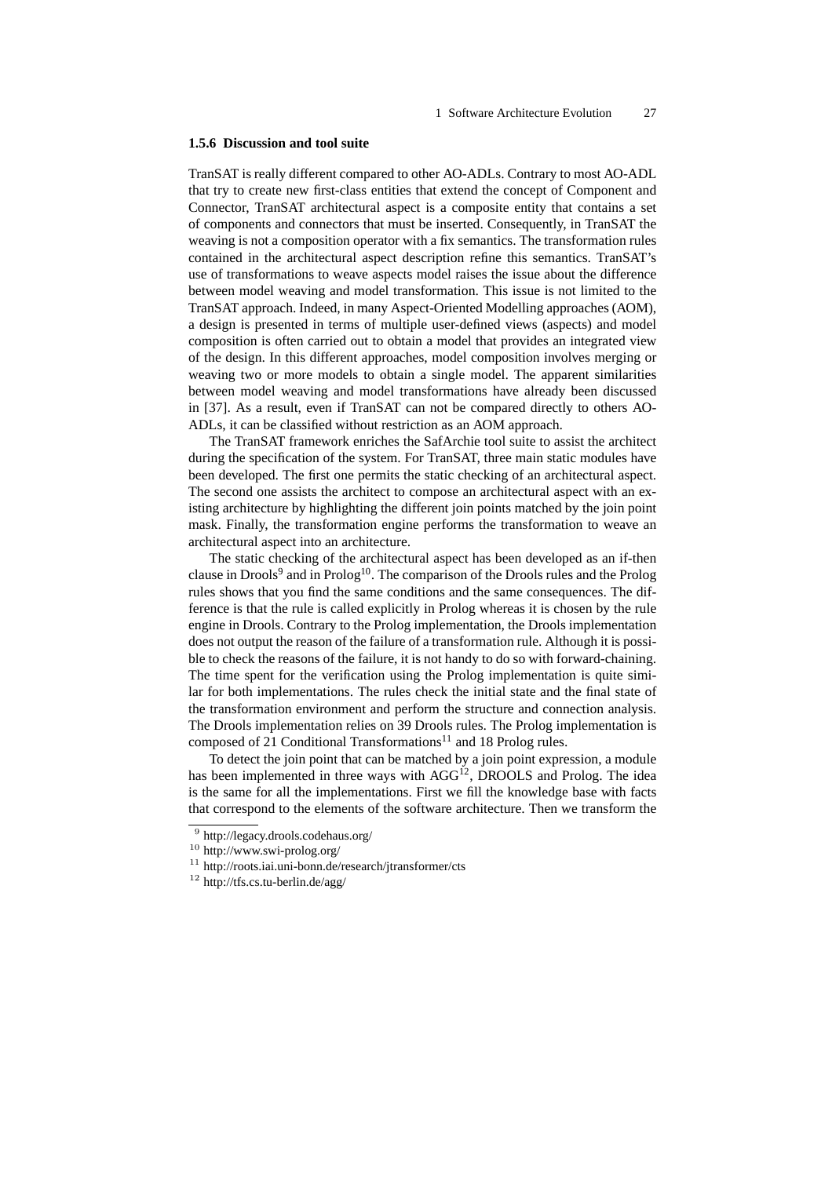### 1.5.6 Discussion and tool suite

TranSAT is really different compared to other AO-ADLs. Contrary to most AO-ADL that try to create new first-class entities that extend the concept of Component and Connector, TranSAT architectural aspect is a composite entity that contains a set of components and connectors that must be inserted. Consequently, in TranSAT the weaving is not a composition operator with a fix semantics. The transformation rules contained in the architectural aspect description refine this semantics. TranSAT's use of transformations to weave aspects model raises the issue about the difference between model weaving and model transformation. This issue is not limited to the TranSAT approach. Indeed, in many Aspect-Oriented Modelling approaches (AOM), a design is presented in terms of multiple user-defined views (aspects) and model composition is often carried out to obtain a model that provides an integrated view of the design. In this different approaches, model composition involves merging or weaving two or more models to obtain a single model. The apparent similarities between model weaving and model transformations have already been discussed in [37]. As a result, even if TranSAT can not be compared directly to others AO-ADLs, it can be classified without restriction as an AOM approach.

The TranSAT framework enriches the SafArchie tool suite to assist the architect during the specification of the system. For TranSAT, three main static modules have been developed. The first one permits the static checking of an architectural aspect. The second one assists the architect to compose an architectural aspect with an existing architecture by highlighting the different join points matched by the join point mask. Finally, the transformation engine performs the transformation to weave an architectural aspect into an architecture.

The static checking of the architectural aspect has been developed as an if-then clause in Drools[9] and in Prolog[10]. The comparison of the Drools rules and the Prolog rules shows that you find the same conditions and the same consequences. The difference is that the rule is called explicitly in Prolog whereas it is chosen by the rule engine in Drools. Contrary to the Prolog implementation, the Drools implementation does not output the reason of the failure of a transformation rule. Although it is possible to check the reasons of the failure, it is not handy to do so with forward-chaining. The time spent for the verification using the Prolog implementation is quite similar for both implementations. The rules check the initial state and the final state of the transformation environment and perform the structure and connection analysis. The Drools implementation relies on 39 Drools rules. The Prolog implementation is composed of 21 Conditional Transformations[11] and 18 Prolog rules.

To detect the join point that can be matched by a join point expression, a module has been implemented in three ways with AGG[12], DROOLS and Prolog. The idea is the same for all the implementations. First we fill the knowledge base with facts that correspond to the elements of the software architecture. Then we transform the

[9] http://legacy.drools.codehaus.org/

[10] http://www.swi-prolog.org/

[11] http://roots.iai.uni-bonn.de/research/jtransformer/cts

[12] http://tfs.cs.tu-berlin.de/agg/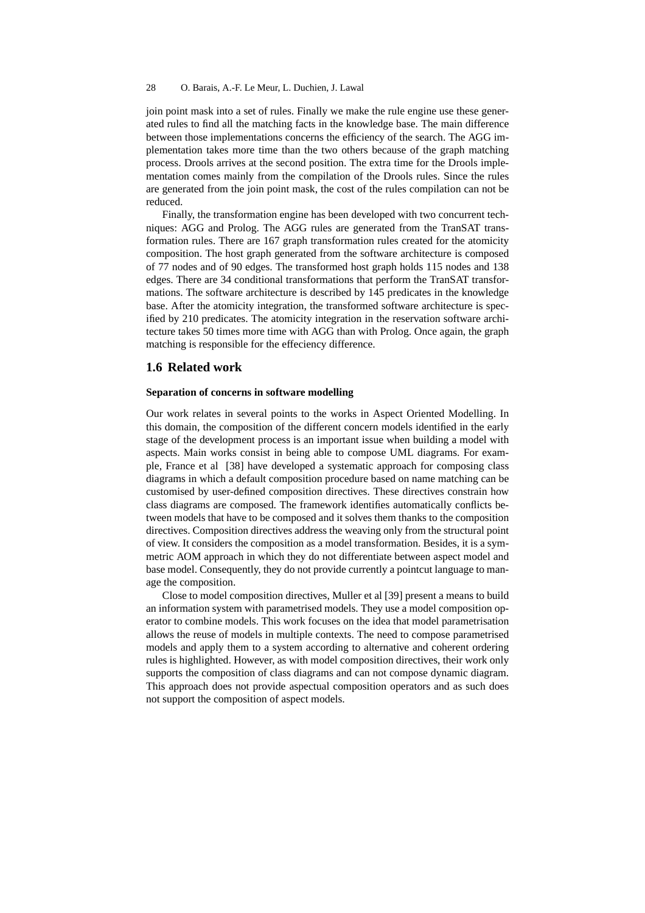join point mask into a set of rules. Finally we make the rule engine use these generated rules to find all the matching facts in the knowledge base. The main difference between those implementations concerns the efficiency of the search. The AGG implementation takes more time than the two others because of the graph matching process. Drools arrives at the second position. The extra time for the Drools implementation comes mainly from the compilation of the Drools rules. Since the rules are generated from the join point mask, the cost of the rules compilation can not be reduced.

Finally, the transformation engine has been developed with two concurrent techniques: AGG and Prolog. The AGG rules are generated from the TranSAT transformation rules. There are 167 graph transformation rules created for the atomicity composition. The host graph generated from the software architecture is composed of 77 nodes and of 90 edges. The transformed host graph holds 115 nodes and 138 edges. There are 34 conditional transformations that perform the TranSAT transformations. The software architecture is described by 145 predicates in the knowledge base. After the atomicity integration, the transformed software architecture is specified by 210 predicates. The atomicity integration in the reservation software architecture takes 50 times more time with AGG than with Prolog. Once again, the graph matching is responsible for the effeciency difference.

## 1.6 Related work

#### Separation of concerns in software modelling

Our work relates in several points to the works in Aspect Oriented Modelling. In this domain, the composition of the different concern models identified in the early stage of the development process is an important issue when building a model with aspects. Main works consist in being able to compose UML diagrams. For example, France et al [38] have developed a systematic approach for composing class diagrams in which a default composition procedure based on name matching can be customised by user-defined composition directives. These directives constrain how class diagrams are composed. The framework identifies automatically conflicts between models that have to be composed and it solves them thanks to the composition directives. Composition directives address the weaving only from the structural point of view. It considers the composition as a model transformation. Besides, it is a symmetric AOM approach in which they do not differentiate between aspect model and base model. Consequently, they do not provide currently a pointcut language to manage the composition.

Close to model composition directives, Muller et al [39] present a means to build an information system with parametrised models. They use a model composition operator to combine models. This work focuses on the idea that model parametrisation allows the reuse of models in multiple contexts. The need to compose parametrised models and apply them to a system according to alternative and coherent ordering rules is highlighted. However, as with model composition directives, their work only supports the composition of class diagrams and can not compose dynamic diagram. This approach does not provide aspectual composition operators and as such does not support the composition of aspect models.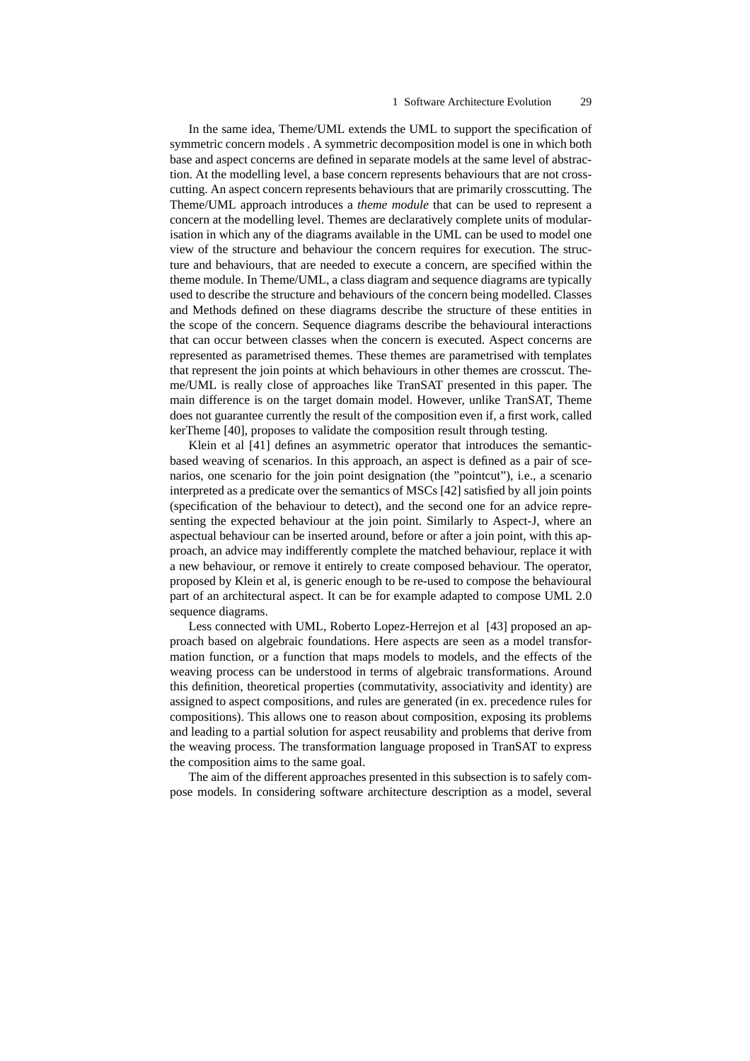In the same idea, Theme/UML extends the UML to support the specification of symmetric concern models . A symmetric decomposition model is one in which both base and aspect concerns are defined in separate models at the same level of abstraction. At the modelling level, a base concern represents behaviours that are not crosscutting. An aspect concern represents behaviours that are primarily crosscutting. The Theme/UML approach introduces a *theme module* that can be used to represent a concern at the modelling level. Themes are declaratively complete units of modularisation in which any of the diagrams available in the UML can be used to model one view of the structure and behaviour the concern requires for execution. The structure and behaviours, that are needed to execute a concern, are specified within the theme module. In Theme/UML, a class diagram and sequence diagrams are typically used to describe the structure and behaviours of the concern being modelled. Classes and Methods defined on these diagrams describe the structure of these entities in the scope of the concern. Sequence diagrams describe the behavioural interactions that can occur between classes when the concern is executed. Aspect concerns are represented as parametrised themes. These themes are parametrised with templates that represent the join points at which behaviours in other themes are crosscut. Theme/UML is really close of approaches like TranSAT presented in this paper. The main difference is on the target domain model. However, unlike TranSAT, Theme does not guarantee currently the result of the composition even if, a first work, called kerTheme [40], proposes to validate the composition result through testing.

Klein et al [41] defines an asymmetric operator that introduces the semantic-based weaving of scenarios. In this approach, an aspect is defined as a pair of scenarios, one scenario for the join point designation (the "pointcut"), i.e., a scenario interpreted as a predicate over the semantics of MSCs [42] satisfied by all join points (specification of the behaviour to detect), and the second one for an advice representing the expected behaviour at the join point. Similarly to Aspect-J, where an aspectual behaviour can be inserted around, before or after a join point, with this approach, an advice may indifferently complete the matched behaviour, replace it with a new behaviour, or remove it entirely to create composed behaviour. The operator, proposed by Klein et al, is generic enough to be re-used to compose the behavioural part of an architectural aspect. It can be for example adapted to compose UML 2.0 sequence diagrams.

Less connected with UML, Roberto Lopez-Herrejon et al [43] proposed an approach based on algebraic foundations. Here aspects are seen as a model transformation function, or a function that maps models to models, and the effects of the weaving process can be understood in terms of algebraic transformations. Around this definition, theoretical properties (commutativity, associativity and identity) are assigned to aspect compositions, and rules are generated (in ex. precedence rules for compositions). This allows one to reason about composition, exposing its problems and leading to a partial solution for aspect reusability and problems that derive from the weaving process. The transformation language proposed in TranSAT to express the composition aims to the same goal.

The aim of the different approaches presented in this subsection is to safely compose models. In considering software architecture description as a model, several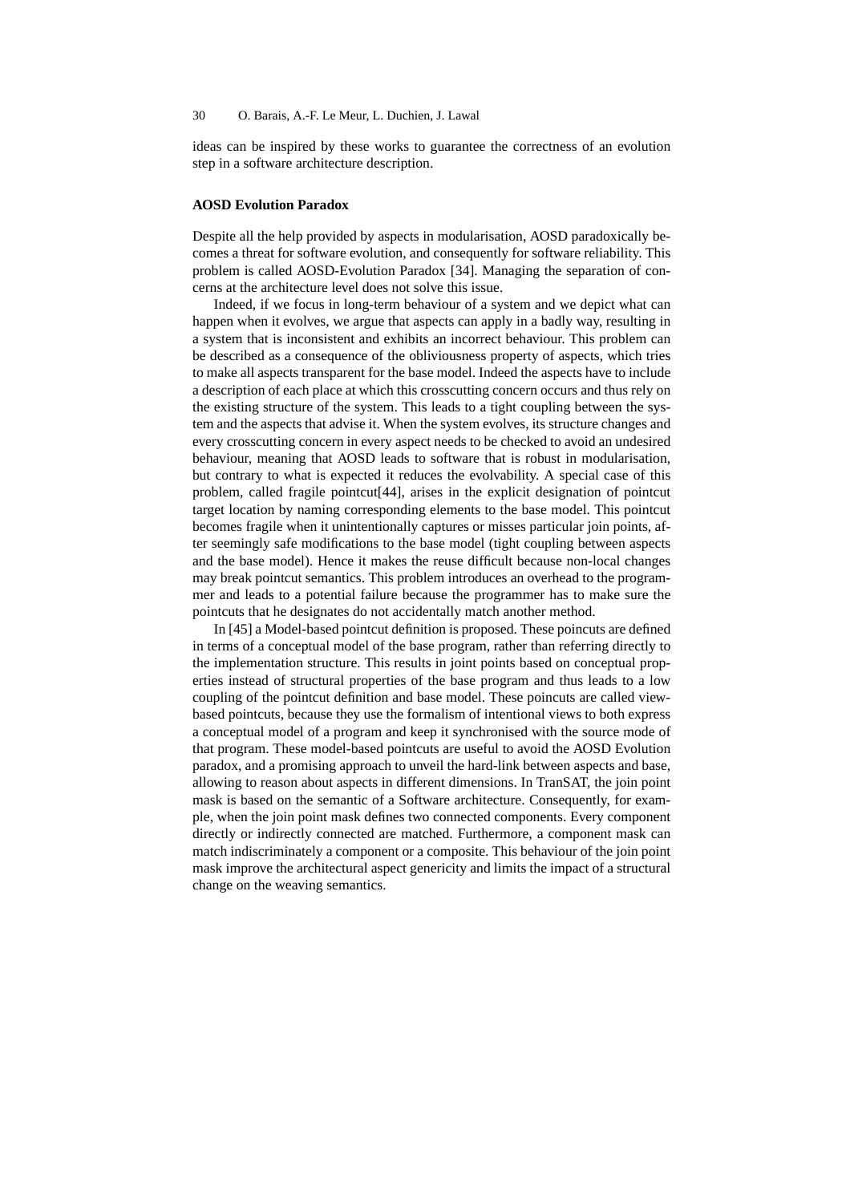ideas can be inspired by these works to guarantee the correctness of an evolution step in a software architecture description.

**AOSD Evolution Paradox**

Despite all the help provided by aspects in modularisation, AOSD paradoxically becomes a threat for software evolution, and consequently for software reliability. This problem is called AOSD-Evolution Paradox [34]. Managing the separation of concerns at the architecture level does not solve this issue.

Indeed, if we focus in long-term behaviour of a system and we depict what can happen when it evolves, we argue that aspects can apply in a badly way, resulting in a system that is inconsistent and exhibits an incorrect behaviour. This problem can be described as a consequence of the obliviousness property of aspects, which tries to make all aspects transparent for the base model. Indeed the aspects have to include a description of each place at which this crosscutting concern occurs and thus rely on the existing structure of the system. This leads to a tight coupling between the system and the aspects that advise it. When the system evolves, its structure changes and every crosscutting concern in every aspect needs to be checked to avoid an undesired behaviour, meaning that AOSD leads to software that is robust in modularisation, but contrary to what is expected it reduces the evolvability. A special case of this problem, called fragile pointcut[44], arises in the explicit designation of pointcut target location by naming corresponding elements to the base model. This pointcut becomes fragile when it unintentionally captures or misses particular join points, after seemingly safe modifications to the base model (tight coupling between aspects and the base model). Hence it makes the reuse difficult because non-local changes may break pointcut semantics. This problem introduces an overhead to the programmer and leads to a potential failure because the programmer has to make sure the pointcuts that he designates do not accidentally match another method.

In [45] a Model-based pointcut definition is proposed. These poincuts are defined in terms of a conceptual model of the base program, rather than referring directly to the implementation structure. This results in joint points based on conceptual properties instead of structural properties of the base program and thus leads to a low coupling of the pointcut definition and base model. These poincuts are called view-based pointcuts, because they use the formalism of intentional views to both express a conceptual model of a program and keep it synchronised with the source mode of that program. These model-based pointcuts are useful to avoid the AOSD Evolution paradox, and a promising approach to unveil the hard-link between aspects and base, allowing to reason about aspects in different dimensions. In TranSAT, the join point mask is based on the semantic of a Software architecture. Consequently, for example, when the join point mask defines two connected components. Every component directly or indirectly connected are matched. Furthermore, a component mask can match indiscriminately a component or a composite. This behaviour of the join point mask improve the architectural aspect genericity and limits the impact of a structural change on the weaving semantics.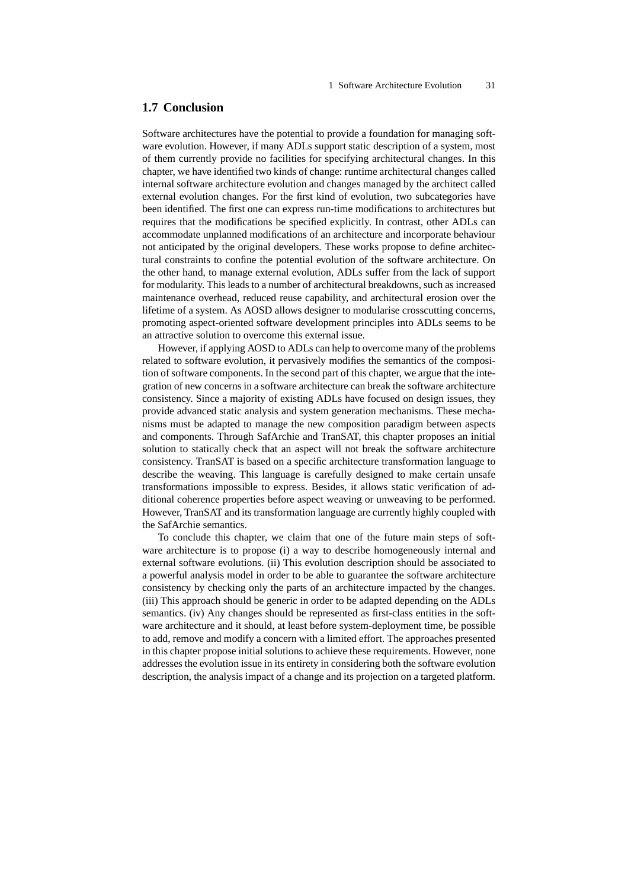## 1.7 Conclusion

Software architectures have the potential to provide a foundation for managing software evolution. However, if many ADLs support static description of a system, most of them currently provide no facilities for specifying architectural changes. In this chapter, we have identified two kinds of change: runtime architectural changes called internal software architecture evolution and changes managed by the architect called external evolution changes. For the first kind of evolution, two subcategories have been identified. The first one can express run-time modifications to architectures but requires that the modifications be specified explicitly. In contrast, other ADLs can accommodate unplanned modifications of an architecture and incorporate behaviour not anticipated by the original developers. These works propose to define architectural constraints to confine the potential evolution of the software architecture. On the other hand, to manage external evolution, ADLs suffer from the lack of support for modularity. This leads to a number of architectural breakdowns, such as increased maintenance overhead, reduced reuse capability, and architectural erosion over the lifetime of a system. As AOSD allows designer to modularise crosscutting concerns, promoting aspect-oriented software development principles into ADLs seems to be an attractive solution to overcome this external issue.

However, if applying AOSD to ADLs can help to overcome many of the problems related to software evolution, it pervasively modifies the semantics of the composition of software components. In the second part of this chapter, we argue that the integration of new concerns in a software architecture can break the software architecture consistency. Since a majority of existing ADLs have focused on design issues, they provide advanced static analysis and system generation mechanisms. These mechanisms must be adapted to manage the new composition paradigm between aspects and components. Through SafArchie and TranSAT, this chapter proposes an initial solution to statically check that an aspect will not break the software architecture consistency. TranSAT is based on a specific architecture transformation language to describe the weaving. This language is carefully designed to make certain unsafe transformations impossible to express. Besides, it allows static verification of additional coherence properties before aspect weaving or unweaving to be performed. However, TranSAT and its transformation language are currently highly coupled with the SafArchie semantics.

To conclude this chapter, we claim that one of the future main steps of software architecture is to propose (i) a way to describe homogeneously internal and external software evolutions. (ii) This evolution description should be associated to a powerful analysis model in order to be able to guarantee the software architecture consistency by checking only the parts of an architecture impacted by the changes. (iii) This approach should be generic in order to be adapted depending on the ADLs semantics. (iv) Any changes should be represented as first-class entities in the software architecture and it should, at least before system-deployment time, be possible to add, remove and modify a concern with a limited effort. The approaches presented in this chapter propose initial solutions to achieve these requirements. However, none addresses the evolution issue in its entirety in considering both the software evolution description, the analysis impact of a change and its projection on a targeted platform.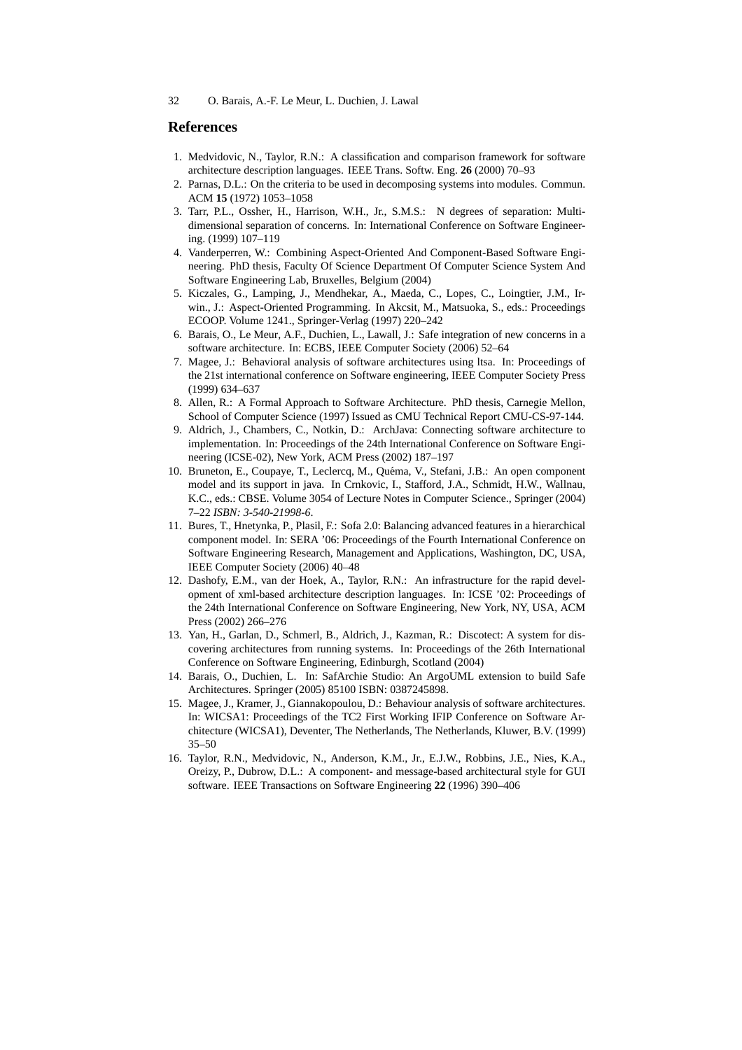## References

1. Medvidovic, N., Taylor, R.N.: A classification and comparison framework for software architecture description languages. IEEE Trans. Softw. Eng. **26** (2000) 70–93
2. Parnas, D.L.: On the criteria to be used in decomposing systems into modules. Commun. ACM **15** (1972) 1053–1058
3. Tarr, P.L., Ossher, H., Harrison, W.H., Jr., S.M.S.: N degrees of separation: Multi-dimensional separation of concerns. In: International Conference on Software Engineering. (1999) 107–119
4. Vanderperren, W.: Combining Aspect-Oriented And Component-Based Software Engineering. PhD thesis, Faculty Of Science Department Of Computer Science System And Software Engineering Lab, Bruxelles, Belgium (2004)
5. Kiczales, G., Lamping, J., Mendhekar, A., Maeda, C., Lopes, C., Loingtier, J.M., Irwin., J.: Aspect-Oriented Programming. In Akcsit, M., Matsuoka, S., eds.: Proceedings ECOOP. Volume 1241., Springer-Verlag (1997) 220–242
6. Barais, O., Le Meur, A.F., Duchien, L., Lawall, J.: Safe integration of new concerns in a software architecture. In: ECBS, IEEE Computer Society (2006) 52–64
7. Magee, J.: Behavioral analysis of software architectures using ltsa. In: Proceedings of the 21st international conference on Software engineering, IEEE Computer Society Press (1999) 634–637
8. Allen, R.: A Formal Approach to Software Architecture. PhD thesis, Carnegie Mellon, School of Computer Science (1997) Issued as CMU Technical Report CMU-CS-97-144.
9. Aldrich, J., Chambers, C., Notkin, D.: ArchJava: Connecting software architecture to implementation. In: Proceedings of the 24th International Conference on Software Engineering (ICSE-02), New York, ACM Press (2002) 187–197
10. Bruneton, E., Coupaye, T., Leclercq, M., Quéma, V., Stefani, J.B.: An open component model and its support in java. In Crnkovic, I., Stafford, J.A., Schmidt, H.W., Wallnau, K.C., eds.: CBSE. Volume 3054 of Lecture Notes in Computer Science., Springer (2004) 7–22 *ISBN: 3-540-21998-6*.
11. Bures, T., Hnetynka, P., Plasil, F.: Sofa 2.0: Balancing advanced features in a hierarchical component model. In: SERA '06: Proceedings of the Fourth International Conference on Software Engineering Research, Management and Applications, Washington, DC, USA, IEEE Computer Society (2006) 40–48
12. Dashofy, E.M., van der Hoek, A., Taylor, R.N.: An infrastructure for the rapid development of xml-based architecture description languages. In: ICSE '02: Proceedings of the 24th International Conference on Software Engineering, New York, NY, USA, ACM Press (2002) 266–276
13. Yan, H., Garlan, D., Schmerl, B., Aldrich, J., Kazman, R.: Discotect: A system for discovering architectures from running systems. In: Proceedings of the 26th International Conference on Software Engineering, Edinburgh, Scotland (2004)
14. Barais, O., Duchien, L. In: SafArchie Studio: An ArgoUML extension to build Safe Architectures. Springer (2005) 85100 ISBN: 0387245898.
15. Magee, J., Kramer, J., Giannakopoulou, D.: Behaviour analysis of software architectures. In: WICSA1: Proceedings of the TC2 First Working IFIP Conference on Software Architecture (WICSA1), Deventer, The Netherlands, The Netherlands, Kluwer, B.V. (1999) 35–50
16. Taylor, R.N., Medvidovic, N., Anderson, K.M., Jr., E.J.W., Robbins, J.E., Nies, K.A., Oreizy, P., Dubrow, D.L.: A component- and message-based architectural style for GUI software. IEEE Transactions on Software Engineering **22** (1996) 390–406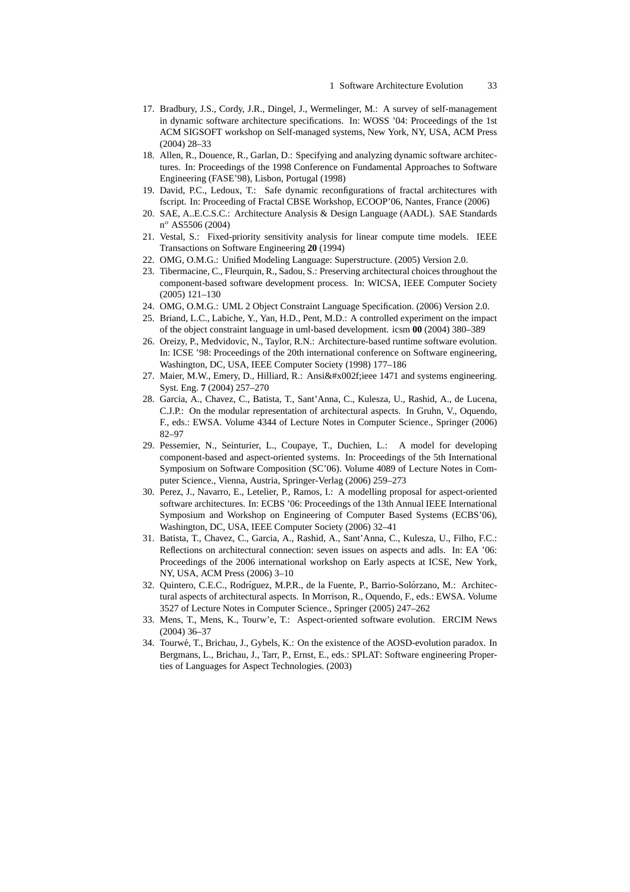17. Bradbury, J.S., Cordy, J.R., Dingel, J., Wermelinger, M.: A survey of self-management in dynamic software architecture specifications. In: WOSS '04: Proceedings of the 1st ACM SIGSOFT workshop on Self-managed systems, New York, NY, USA, ACM Press (2004) 28–33
18. Allen, R., Douence, R., Garlan, D.: Specifying and analyzing dynamic software architectures. In: Proceedings of the 1998 Conference on Fundamental Approaches to Software Engineering (FASE'98), Lisbon, Portugal (1998)
19. David, P.C., Ledoux, T.: Safe dynamic reconfigurations of fractal architectures with fscript. In: Proceeding of Fractal CBSE Workshop, ECOOP'06, Nantes, France (2006)
20. SAE, A..E.C.S.C.: Architecture Analysis & Design Language (AADL). SAE Standards n$^{o}$ AS5506 (2004)
21. Vestal, S.: Fixed-priority sensitivity analysis for linear compute time models. IEEE Transactions on Software Engineering **20** (1994)
22. OMG, O.M.G.: Unified Modeling Language: Superstructure. (2005) Version 2.0.
23. Tibermacine, C., Fleurquin, R., Sadou, S.: Preserving architectural choices throughout the component-based software development process. In: WICSA, IEEE Computer Society (2005) 121–130
24. OMG, O.M.G.: UML 2 Object Constraint Language Specification. (2006) Version 2.0.
25. Briand, L.C., Labiche, Y., Yan, H.D., Pent, M.D.: A controlled experiment on the impact of the object constraint language in uml-based development. icsm **00** (2004) 380–389
26. Oreizy, P., Medvidovic, N., Taylor, R.N.: Architecture-based runtime software evolution. In: ICSE '98: Proceedings of the 20th international conference on Software engineering, Washington, DC, USA, IEEE Computer Society (1998) 177–186
27. Maier, M.W., Emery, D., Hilliard, R.: Ansi&#x002f;ieee 1471 and systems engineering. Syst. Eng. **7** (2004) 257–270
28. Garcia, A., Chavez, C., Batista, T., Sant'Anna, C., Kulesza, U., Rashid, A., de Lucena, C.J.P.: On the modular representation of architectural aspects. In Gruhn, V., Oquendo, F., eds.: EWSA. Volume 4344 of Lecture Notes in Computer Science., Springer (2006) 82–97
29. Pessemier, N., Seinturier, L., Coupaye, T., Duchien, L.: A model for developing component-based and aspect-oriented systems. In: Proceedings of the 5th International Symposium on Software Composition (SC'06). Volume 4089 of Lecture Notes in Computer Science., Vienna, Austria, Springer-Verlag (2006) 259–273
30. Perez, J., Navarro, E., Letelier, P., Ramos, I.: A modelling proposal for aspect-oriented software architectures. In: ECBS '06: Proceedings of the 13th Annual IEEE International Symposium and Workshop on Engineering of Computer Based Systems (ECBS'06), Washington, DC, USA, IEEE Computer Society (2006) 32–41
31. Batista, T., Chavez, C., Garcia, A., Rashid, A., Sant'Anna, C., Kulesza, U., Filho, F.C.: Reflections on architectural connection: seven issues on aspects and adls. In: EA '06: Proceedings of the 2006 international workshop on Early aspects at ICSE, New York, NY, USA, ACM Press (2006) 3–10
32. Quintero, C.E.C., Rodríguez, M.P.R., de la Fuente, P., Barrio-Solórzano, M.: Architectural aspects of architectural aspects. In Morrison, R., Oquendo, F., eds.: EWSA. Volume 3527 of Lecture Notes in Computer Science., Springer (2005) 247–262
33. Mens, T., Mens, K., Tourw'e, T.: Aspect-oriented software evolution. ERCIM News (2004) 36–37
34. Tourwé, T., Brichau, J., Gybels, K.: On the existence of the AOSD-evolution paradox. In Bergmans, L., Brichau, J., Tarr, P., Ernst, E., eds.: SPLAT: Software engineering Properties of Languages for Aspect Technologies. (2003)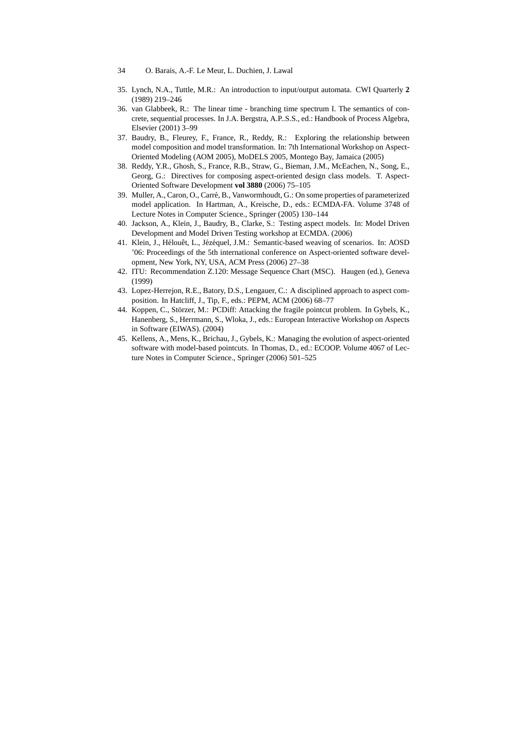35. Lynch, N.A., Tuttle, M.R.: An introduction to input/output automata. CWI Quarterly **2** (1989) 219–246
36. van Glabbeek, R.: The linear time - branching time spectrum I. The semantics of concrete, sequential processes. In J.A. Bergstra, A.P..S.S., ed.: Handbook of Process Algebra, Elsevier (2001) 3–99
37. Baudry, B., Fleurey, F., France, R., Reddy, R.: Exploring the relationship between model composition and model transformation. In: 7th International Workshop on Aspect-Oriented Modeling (AOM 2005), MoDELS 2005, Montego Bay, Jamaica (2005)
38. Reddy, Y.R., Ghosh, S., France, R.B., Straw, G., Bieman, J.M., McEachen, N., Song, E., Georg, G.: Directives for composing aspect-oriented design class models. T. Aspect-Oriented Software Development **vol 3880** (2006) 75–105
39. Muller, A., Caron, O., Carré, B., Vanwormhoudt, G.: On some properties of parameterized model application. In Hartman, A., Kreische, D., eds.: ECMDA-FA. Volume 3748 of Lecture Notes in Computer Science., Springer (2005) 130–144
40. Jackson, A., Klein, J., Baudry, B., Clarke, S.: Testing aspect models. In: Model Driven Development and Model Driven Testing workshop at ECMDA. (2006)
41. Klein, J., Hélouêt, L., Jézéquel, J.M.: Semantic-based weaving of scenarios. In: AOSD '06: Proceedings of the 5th international conference on Aspect-oriented software development, New York, NY, USA, ACM Press (2006) 27–38
42. ITU: Recommendation Z.120: Message Sequence Chart (MSC). Haugen (ed.), Geneva (1999)
43. Lopez-Herrejon, R.E., Batory, D.S., Lengauer, C.: A disciplined approach to aspect composition. In Hatcliff, J., Tip, F., eds.: PEPM, ACM (2006) 68–77
44. Koppen, C., Störzer, M.: PCDiff: Attacking the fragile pointcut problem. In Gybels, K., Hanenberg, S., Herrmann, S., Wloka, J., eds.: European Interactive Workshop on Aspects in Software (EIWAS). (2004)
45. Kellens, A., Mens, K., Brichau, J., Gybels, K.: Managing the evolution of aspect-oriented software with model-based pointcuts. In Thomas, D., ed.: ECOOP. Volume 4067 of Lecture Notes in Computer Science., Springer (2006) 501–525